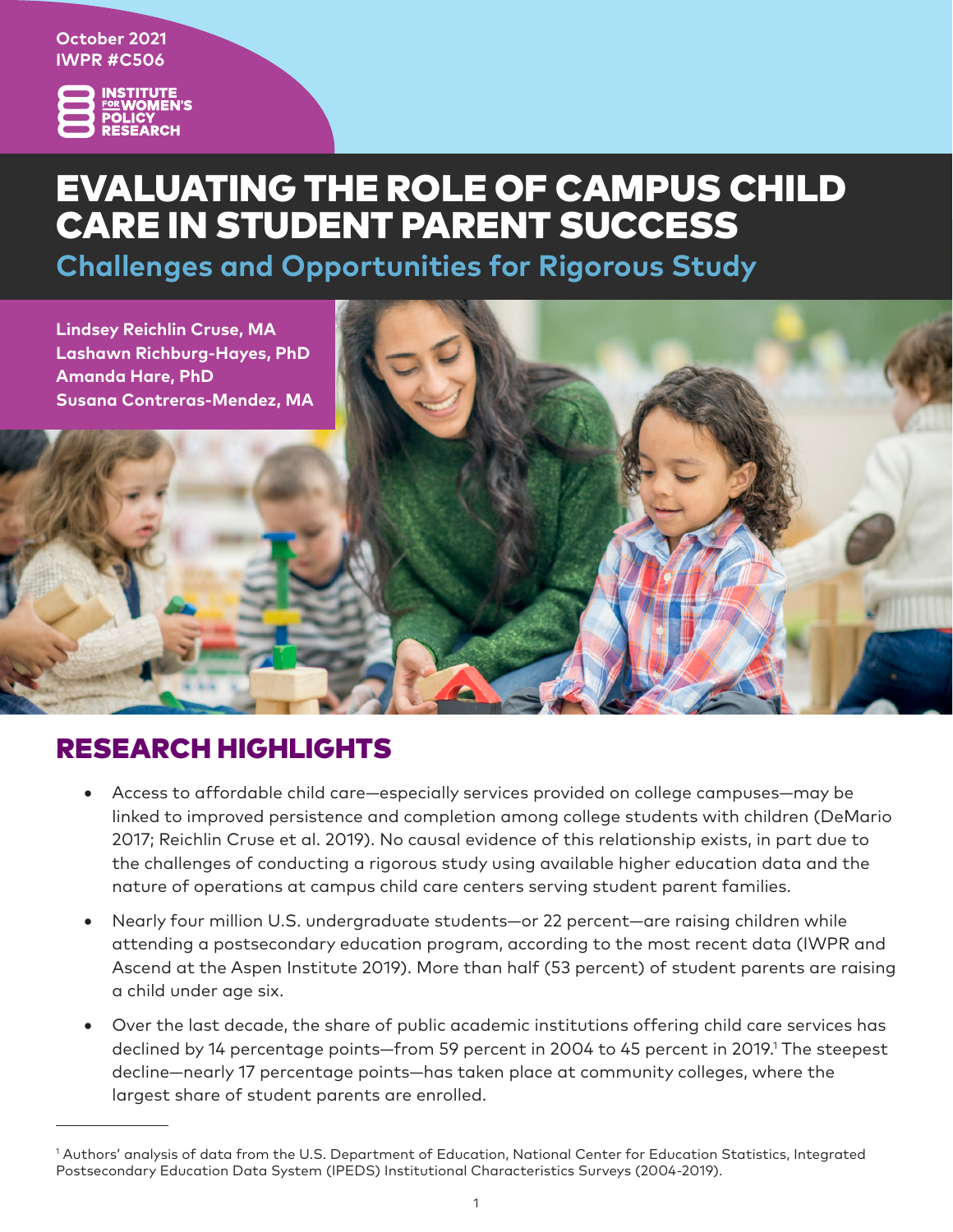October 2021
IWPR #C506

INSTITUTE FOR WOMEN'S POLICY RESEARCH

# EVALUATING THE ROLE OF CAMPUS CHILD CARE IN STUDENT PARENT SUCCESS

## Challenges and Opportunities for Rigorous Study

**Lindsey Reichlin Cruse, MA**
**Lashawn Richburg-Hayes, PhD**
**Amanda Hare, PhD**
**Susana Contreras-Mendez, MA**

## RESEARCH HIGHLIGHTS

- Access to affordable child care—especially services provided on college campuses—may be linked to improved persistence and completion among college students with children (DeMario 2017; Reichlin Cruse et al. 2019). No causal evidence of this relationship exists, in part due to the challenges of conducting a rigorous study using available higher education data and the nature of operations at campus child care centers serving student parent families.
- Nearly four million U.S. undergraduate students—or 22 percent—are raising children while attending a postsecondary education program, according to the most recent data (IWPR and Ascend at the Aspen Institute 2019). More than half (53 percent) of student parents are raising a child under age six.
- Over the last decade, the share of public academic institutions offering child care services has declined by 14 percentage points—from 59 percent in 2004 to 45 percent in 2019.[1] The steepest decline—nearly 17 percentage points—has taken place at community colleges, where the largest share of student parents are enrolled.

[1] Authors' analysis of data from the U.S. Department of Education, National Center for Education Statistics, Integrated Postsecondary Education Data System (IPEDS) Institutional Characteristics Surveys (2004-2019).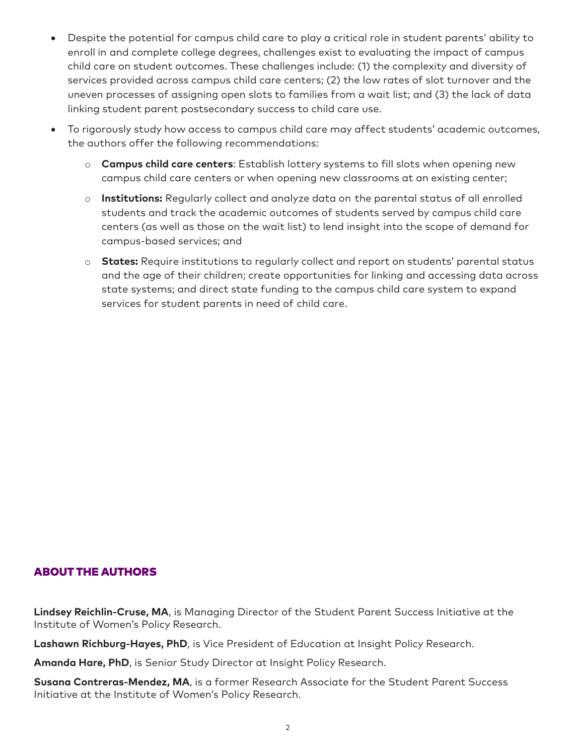- Despite the potential for campus child care to play a critical role in student parents' ability to enroll in and complete college degrees, challenges exist to evaluating the impact of campus child care on student outcomes. These challenges include: (1) the complexity and diversity of services provided across campus child care centers; (2) the low rates of slot turnover and the uneven processes of assigning open slots to families from a wait list; and (3) the lack of data linking student parent postsecondary success to child care use.
- To rigorously study how access to campus child care may affect students' academic outcomes, the authors offer the following recommendations:
  - **Campus child care centers**: Establish lottery systems to fill slots when opening new campus child care centers or when opening new classrooms at an existing center;
  - **Institutions:** Regularly collect and analyze data on the parental status of all enrolled students and track the academic outcomes of students served by campus child care centers (as well as those on the wait list) to lend insight into the scope of demand for campus-based services; and
  - **States:** Require institutions to regularly collect and report on students' parental status and the age of their children; create opportunities for linking and accessing data across state systems; and direct state funding to the campus child care system to expand services for student parents in need of child care.

## ABOUT THE AUTHORS

**Lindsey Reichlin-Cruse, MA**, is Managing Director of the Student Parent Success Initiative at the Institute of Women's Policy Research.

**Lashawn Richburg-Hayes, PhD**, is Vice President of Education at Insight Policy Research.

**Amanda Hare, PhD**, is Senior Study Director at Insight Policy Research.

**Susana Contreras-Mendez, MA**, is a former Research Associate for the Student Parent Success Initiative at the Institute of Women's Policy Research.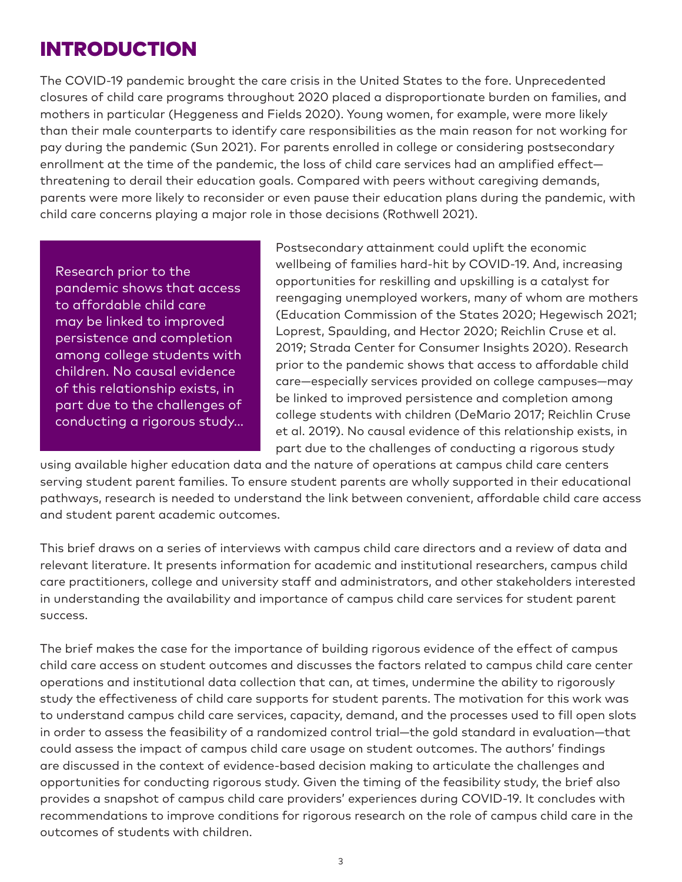# INTRODUCTION

The COVID-19 pandemic brought the care crisis in the United States to the fore. Unprecedented closures of child care programs throughout 2020 placed a disproportionate burden on families, and mothers in particular (Heggeness and Fields 2020). Young women, for example, were more likely than their male counterparts to identify care responsibilities as the main reason for not working for pay during the pandemic (Sun 2021). For parents enrolled in college or considering postsecondary enrollment at the time of the pandemic, the loss of child care services had an amplified effect—threatening to derail their education goals. Compared with peers without caregiving demands, parents were more likely to reconsider or even pause their education plans during the pandemic, with child care concerns playing a major role in those decisions (Rothwell 2021).

> Research prior to the pandemic shows that access to affordable child care may be linked to improved persistence and completion among college students with children. No causal evidence of this relationship exists, in part due to the challenges of conducting a rigorous study...

Postsecondary attainment could uplift the economic wellbeing of families hard-hit by COVID-19. And, increasing opportunities for reskilling and upskilling is a catalyst for reengaging unemployed workers, many of whom are mothers (Education Commission of the States 2020; Hegewisch 2021; Loprest, Spaulding, and Hector 2020; Reichlin Cruse et al. 2019; Strada Center for Consumer Insights 2020). Research prior to the pandemic shows that access to affordable child care—especially services provided on college campuses—may be linked to improved persistence and completion among college students with children (DeMario 2017; Reichlin Cruse et al. 2019). No causal evidence of this relationship exists, in part due to the challenges of conducting a rigorous study using available higher education data and the nature of operations at campus child care centers serving student parent families. To ensure student parents are wholly supported in their educational pathways, research is needed to understand the link between convenient, affordable child care access and student parent academic outcomes.

This brief draws on a series of interviews with campus child care directors and a review of data and relevant literature. It presents information for academic and institutional researchers, campus child care practitioners, college and university staff and administrators, and other stakeholders interested in understanding the availability and importance of campus child care services for student parent success.

The brief makes the case for the importance of building rigorous evidence of the effect of campus child care access on student outcomes and discusses the factors related to campus child care center operations and institutional data collection that can, at times, undermine the ability to rigorously study the effectiveness of child care supports for student parents. The motivation for this work was to understand campus child care services, capacity, demand, and the processes used to fill open slots in order to assess the feasibility of a randomized control trial—the gold standard in evaluation—that could assess the impact of campus child care usage on student outcomes. The authors' findings are discussed in the context of evidence-based decision making to articulate the challenges and opportunities for conducting rigorous study. Given the timing of the feasibility study, the brief also provides a snapshot of campus child care providers' experiences during COVID-19. It concludes with recommendations to improve conditions for rigorous research on the role of campus child care in the outcomes of students with children.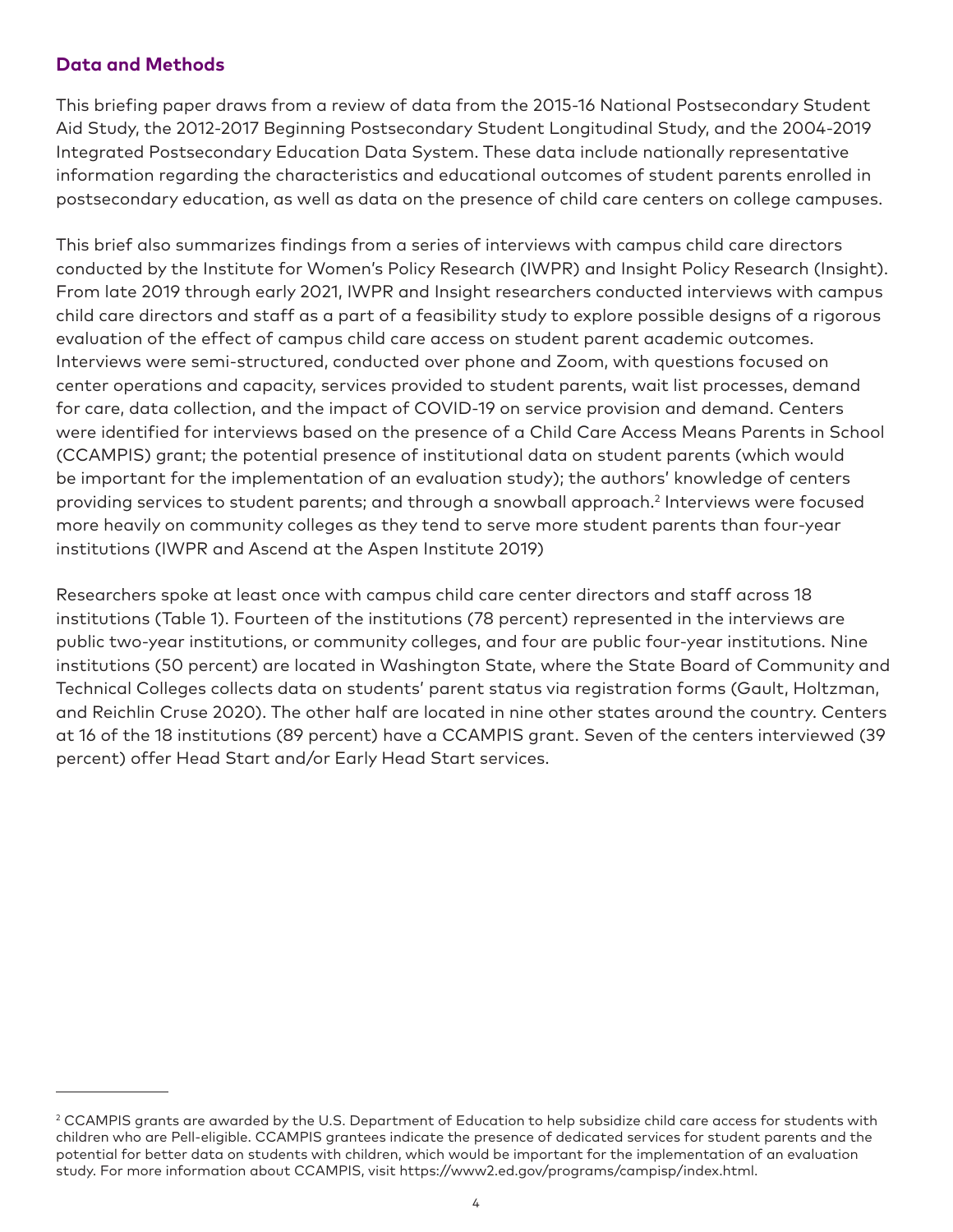## Data and Methods

This briefing paper draws from a review of data from the 2015-16 National Postsecondary Student Aid Study, the 2012-2017 Beginning Postsecondary Student Longitudinal Study, and the 2004-2019 Integrated Postsecondary Education Data System. These data include nationally representative information regarding the characteristics and educational outcomes of student parents enrolled in postsecondary education, as well as data on the presence of child care centers on college campuses.

This brief also summarizes findings from a series of interviews with campus child care directors conducted by the Institute for Women's Policy Research (IWPR) and Insight Policy Research (Insight). From late 2019 through early 2021, IWPR and Insight researchers conducted interviews with campus child care directors and staff as a part of a feasibility study to explore possible designs of a rigorous evaluation of the effect of campus child care access on student parent academic outcomes. Interviews were semi-structured, conducted over phone and Zoom, with questions focused on center operations and capacity, services provided to student parents, wait list processes, demand for care, data collection, and the impact of COVID-19 on service provision and demand. Centers were identified for interviews based on the presence of a Child Care Access Means Parents in School (CCAMPIS) grant; the potential presence of institutional data on student parents (which would be important for the implementation of an evaluation study); the authors' knowledge of centers providing services to student parents; and through a snowball approach.[2] Interviews were focused more heavily on community colleges as they tend to serve more student parents than four-year institutions (IWPR and Ascend at the Aspen Institute 2019)

Researchers spoke at least once with campus child care center directors and staff across 18 institutions (Table 1). Fourteen of the institutions (78 percent) represented in the interviews are public two-year institutions, or community colleges, and four are public four-year institutions. Nine institutions (50 percent) are located in Washington State, where the State Board of Community and Technical Colleges collects data on students' parent status via registration forms (Gault, Holtzman, and Reichlin Cruse 2020). The other half are located in nine other states around the country. Centers at 16 of the 18 institutions (89 percent) have a CCAMPIS grant. Seven of the centers interviewed (39 percent) offer Head Start and/or Early Head Start services.

---

[2] CCAMPIS grants are awarded by the U.S. Department of Education to help subsidize child care access for students with children who are Pell-eligible. CCAMPIS grantees indicate the presence of dedicated services for student parents and the potential for better data on students with children, which would be important for the implementation of an evaluation study. For more information about CCAMPIS, visit https://www2.ed.gov/programs/campisp/index.html.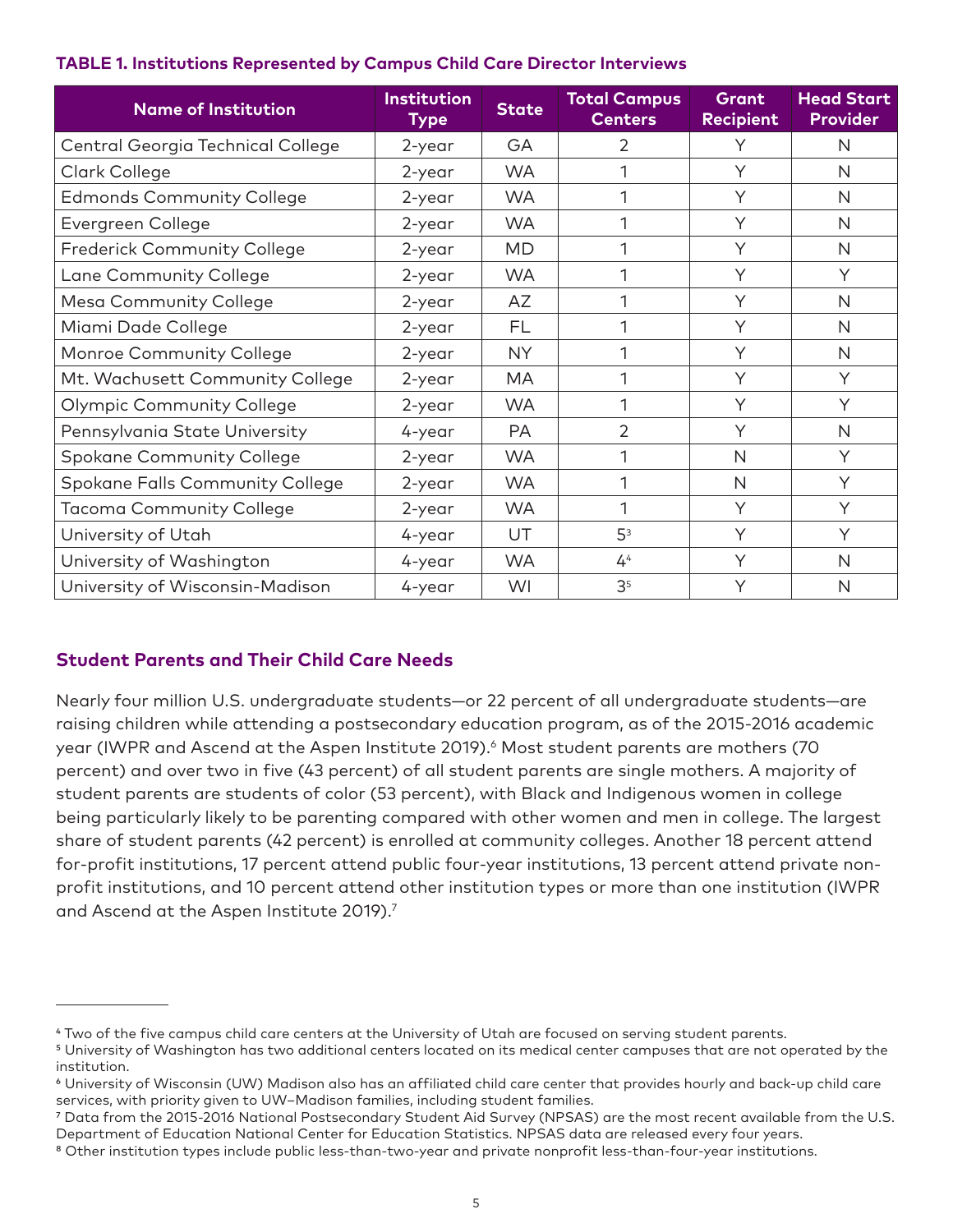**TABLE 1. Institutions Represented by Campus Child Care Director Interviews**

| Name of Institution | Institution Type | State | Total Campus Centers | Grant Recipient | Head Start Provider |
|---|---|---|---|---|---|
| Central Georgia Technical College | 2-year | GA | 2 | Y | N |
| Clark College | 2-year | WA | 1 | Y | N |
| Edmonds Community College | 2-year | WA | 1 | Y | N |
| Evergreen College | 2-year | WA | 1 | Y | N |
| Frederick Community College | 2-year | MD | 1 | Y | N |
| Lane Community College | 2-year | WA | 1 | Y | Y |
| Mesa Community College | 2-year | AZ | 1 | Y | N |
| Miami Dade College | 2-year | FL | 1 | Y | N |
| Monroe Community College | 2-year | NY | 1 | Y | N |
| Mt. Wachusett Community College | 2-year | MA | 1 | Y | Y |
| Olympic Community College | 2-year | WA | 1 | Y | Y |
| Pennsylvania State University | 4-year | PA | 2 | Y | N |
| Spokane Community College | 2-year | WA | 1 | N | Y |
| Spokane Falls Community College | 2-year | WA | 1 | N | Y |
| Tacoma Community College | 2-year | WA | 1 | Y | Y |
| University of Utah | 4-year | UT | 5[3] | Y | Y |
| University of Washington | 4-year | WA | 4[4] | Y | N |
| University of Wisconsin-Madison | 4-year | WI | 3[5] | Y | N |

## Student Parents and Their Child Care Needs

Nearly four million U.S. undergraduate students—or 22 percent of all undergraduate students—are raising children while attending a postsecondary education program, as of the 2015-2016 academic year (IWPR and Ascend at the Aspen Institute 2019).[6] Most student parents are mothers (70 percent) and over two in five (43 percent) of all student parents are single mothers. A majority of student parents are students of color (53 percent), with Black and Indigenous women in college being particularly likely to be parenting compared with other women and men in college. The largest share of student parents (42 percent) is enrolled at community colleges. Another 18 percent attend for-profit institutions, 17 percent attend public four-year institutions, 13 percent attend private non-profit institutions, and 10 percent attend other institution types or more than one institution (IWPR and Ascend at the Aspen Institute 2019).[7]

---

[4] Two of the five campus child care centers at the University of Utah are focused on serving student parents.

[5] University of Washington has two additional centers located on its medical center campuses that are not operated by the institution.

[6] University of Wisconsin (UW) Madison also has an affiliated child care center that provides hourly and back-up child care services, with priority given to UW–Madison families, including student families.

[7] Data from the 2015-2016 National Postsecondary Student Aid Survey (NPSAS) are the most recent available from the U.S. Department of Education National Center for Education Statistics. NPSAS data are released every four years.

[8] Other institution types include public less-than-two-year and private nonprofit less-than-four-year institutions.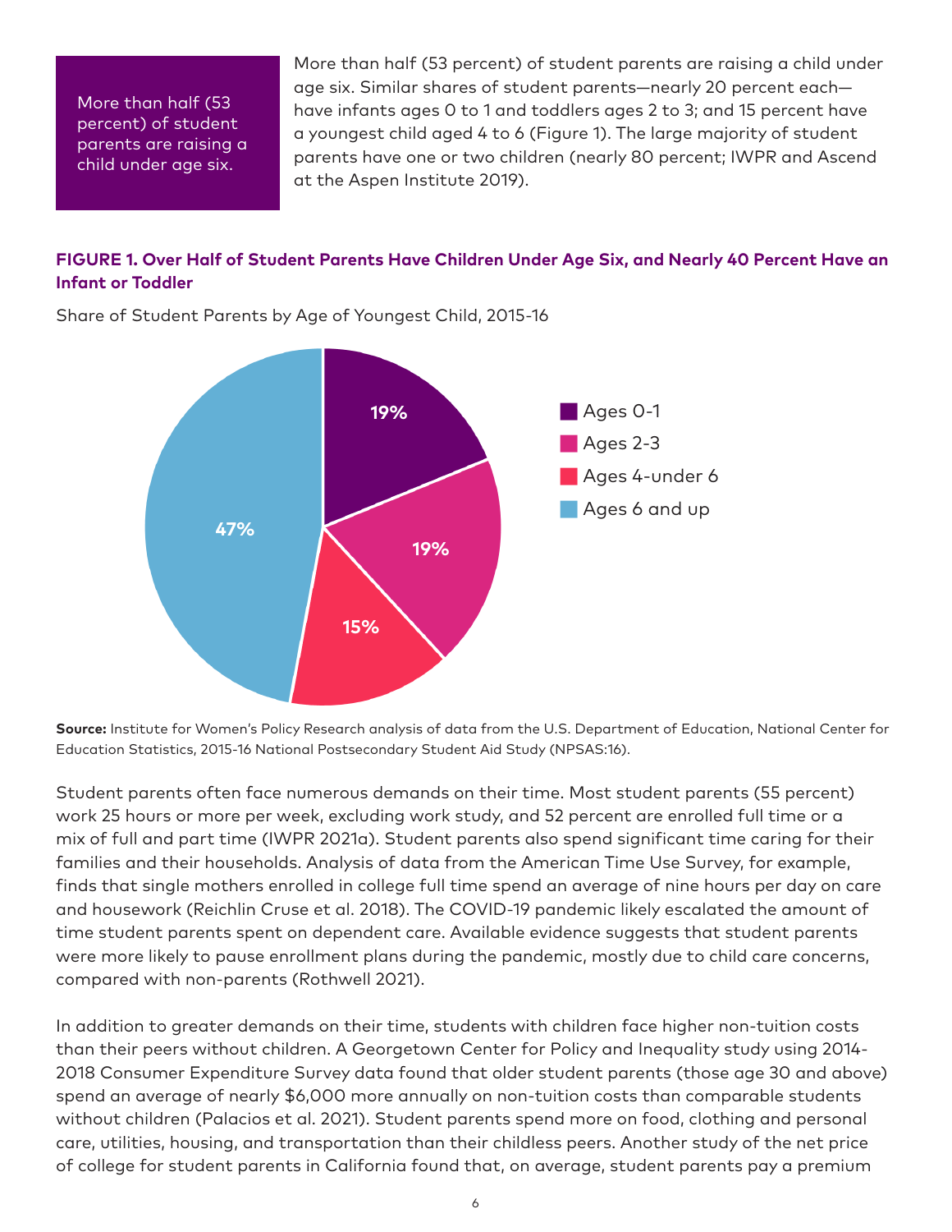> More than half (53 percent) of student parents are raising a child under age six.

More than half (53 percent) of student parents are raising a child under age six. Similar shares of student parents—nearly 20 percent each—have infants ages 0 to 1 and toddlers ages 2 to 3; and 15 percent have a youngest child aged 4 to 6 (Figure 1). The large majority of student parents have one or two children (nearly 80 percent; IWPR and Ascend at the Aspen Institute 2019).

**FIGURE 1. Over Half of Student Parents Have Children Under Age Six, and Nearly 40 Percent Have an Infant or Toddler**

Share of Student Parents by Age of Youngest Child, 2015-16

| Age of Youngest Child | Share |
|---|---|
| Ages 0-1 | 19% |
| Ages 2-3 | 19% |
| Ages 4-under 6 | 15% |
| Ages 6 and up | 47% |

**Source:** Institute for Women's Policy Research analysis of data from the U.S. Department of Education, National Center for Education Statistics, 2015-16 National Postsecondary Student Aid Study (NPSAS:16).

Student parents often face numerous demands on their time. Most student parents (55 percent) work 25 hours or more per week, excluding work study, and 52 percent are enrolled full time or a mix of full and part time (IWPR 2021a). Student parents also spend significant time caring for their families and their households. Analysis of data from the American Time Use Survey, for example, finds that single mothers enrolled in college full time spend an average of nine hours per day on care and housework (Reichlin Cruse et al. 2018). The COVID-19 pandemic likely escalated the amount of time student parents spent on dependent care. Available evidence suggests that student parents were more likely to pause enrollment plans during the pandemic, mostly due to child care concerns, compared with non-parents (Rothwell 2021).

In addition to greater demands on their time, students with children face higher non-tuition costs than their peers without children. A Georgetown Center for Policy and Inequality study using 2014-2018 Consumer Expenditure Survey data found that older student parents (those age 30 and above) spend an average of nearly $6,000 more annually on non-tuition costs than comparable students without children (Palacios et al. 2021). Student parents spend more on food, clothing and personal care, utilities, housing, and transportation than their childless peers. Another study of the net price of college for student parents in California found that, on average, student parents pay a premium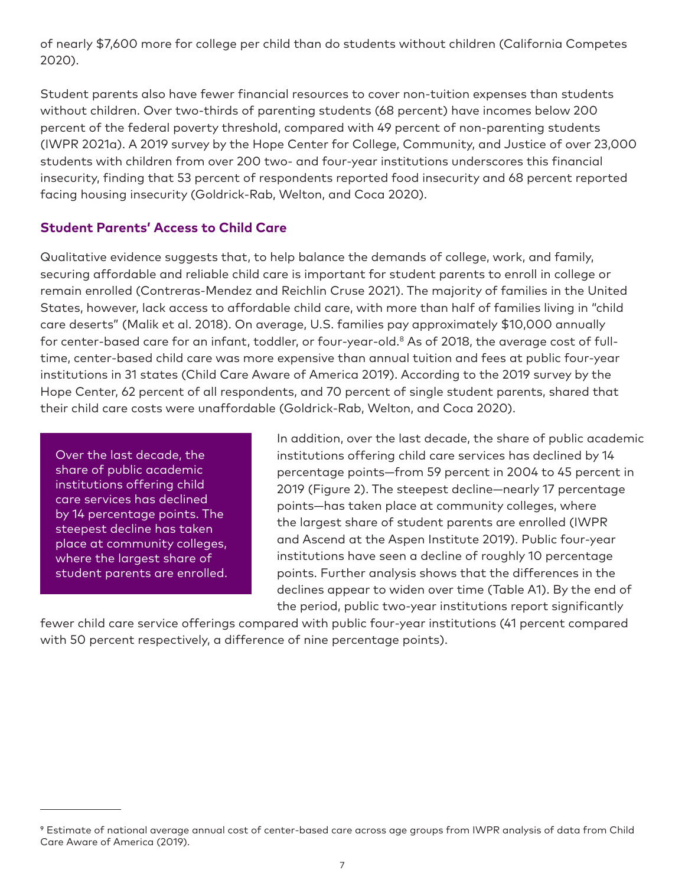of nearly $7,600 more for college per child than do students without children (California Competes 2020).

Student parents also have fewer financial resources to cover non-tuition expenses than students without children. Over two-thirds of parenting students (68 percent) have incomes below 200 percent of the federal poverty threshold, compared with 49 percent of non-parenting students (IWPR 2021a). A 2019 survey by the Hope Center for College, Community, and Justice of over 23,000 students with children from over 200 two- and four-year institutions underscores this financial insecurity, finding that 53 percent of respondents reported food insecurity and 68 percent reported facing housing insecurity (Goldrick-Rab, Welton, and Coca 2020).

### Student Parents' Access to Child Care

Qualitative evidence suggests that, to help balance the demands of college, work, and family, securing affordable and reliable child care is important for student parents to enroll in college or remain enrolled (Contreras-Mendez and Reichlin Cruse 2021). The majority of families in the United States, however, lack access to affordable child care, with more than half of families living in "child care deserts" (Malik et al. 2018). On average, U.S. families pay approximately $10,000 annually for center-based care for an infant, toddler, or four-year-old.[8] As of 2018, the average cost of full-time, center-based child care was more expensive than annual tuition and fees at public four-year institutions in 31 states (Child Care Aware of America 2019). According to the 2019 survey by the Hope Center, 62 percent of all respondents, and 70 percent of single student parents, shared that their child care costs were unaffordable (Goldrick-Rab, Welton, and Coca 2020).

> Over the last decade, the share of public academic institutions offering child care services has declined by 14 percentage points. The steepest decline has taken place at community colleges, where the largest share of student parents are enrolled.

In addition, over the last decade, the share of public academic institutions offering child care services has declined by 14 percentage points—from 59 percent in 2004 to 45 percent in 2019 (Figure 2). The steepest decline—nearly 17 percentage points—has taken place at community colleges, where the largest share of student parents are enrolled (IWPR and Ascend at the Aspen Institute 2019). Public four-year institutions have seen a decline of roughly 10 percentage points. Further analysis shows that the differences in the declines appear to widen over time (Table A1). By the end of the period, public two-year institutions report significantly fewer child care service offerings compared with public four-year institutions (41 percent compared with 50 percent respectively, a difference of nine percentage points).

---

[9] Estimate of national average annual cost of center-based care across age groups from IWPR analysis of data from Child Care Aware of America (2019).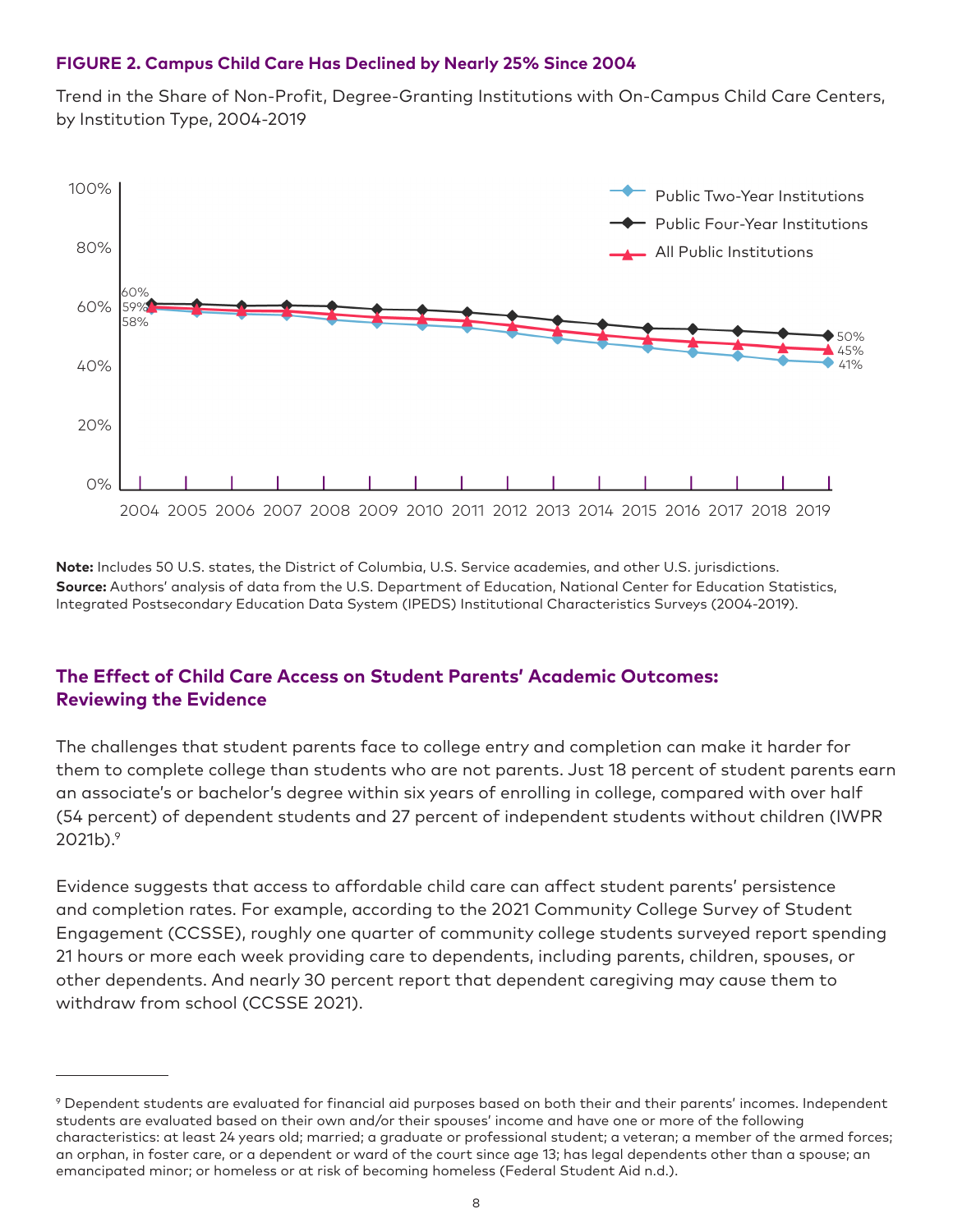**FIGURE 2. Campus Child Care Has Declined by Nearly 25% Since 2004**

Trend in the Share of Non-Profit, Degree-Granting Institutions with On-Campus Child Care Centers, by Institution Type, 2004-2019

**Note:** Includes 50 U.S. states, the District of Columbia, U.S. Service academies, and other U.S. jurisdictions.
**Source:** Authors' analysis of data from the U.S. Department of Education, National Center for Education Statistics, Integrated Postsecondary Education Data System (IPEDS) Institutional Characteristics Surveys (2004-2019).

## The Effect of Child Care Access on Student Parents' Academic Outcomes: Reviewing the Evidence

The challenges that student parents face to college entry and completion can make it harder for them to complete college than students who are not parents. Just 18 percent of student parents earn an associate's or bachelor's degree within six years of enrolling in college, compared with over half (54 percent) of dependent students and 27 percent of independent students without children (IWPR 2021b).[9]

Evidence suggests that access to affordable child care can affect student parents' persistence and completion rates. For example, according to the 2021 Community College Survey of Student Engagement (CCSSE), roughly one quarter of community college students surveyed report spending 21 hours or more each week providing care to dependents, including parents, children, spouses, or other dependents. And nearly 30 percent report that dependent caregiving may cause them to withdraw from school (CCSSE 2021).

---

[9] Dependent students are evaluated for financial aid purposes based on both their and their parents' incomes. Independent students are evaluated based on their own and/or their spouses' income and have one or more of the following characteristics: at least 24 years old; married; a graduate or professional student; a veteran; a member of the armed forces; an orphan, in foster care, or a dependent or ward of the court since age 13; has legal dependents other than a spouse; an emancipated minor; or homeless or at risk of becoming homeless (Federal Student Aid n.d.).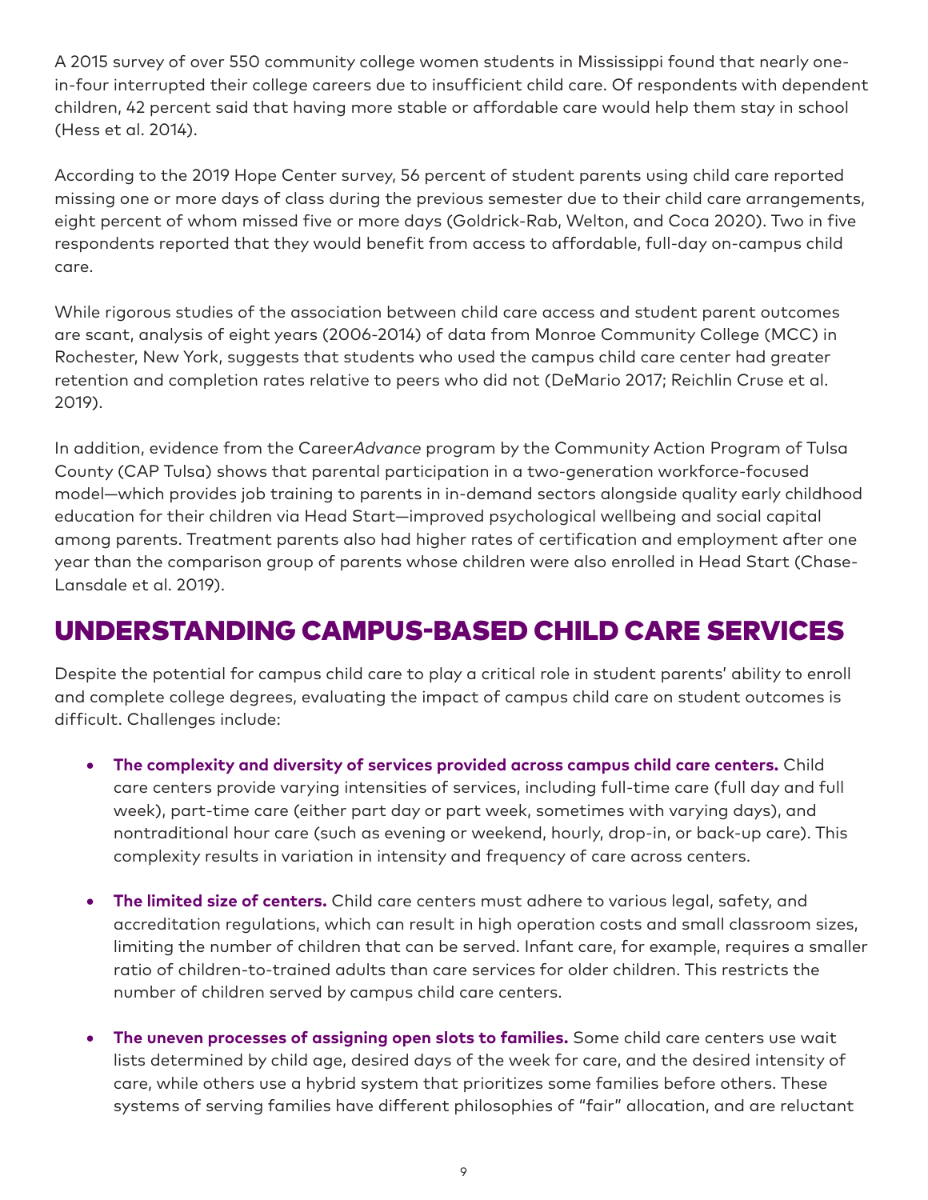A 2015 survey of over 550 community college women students in Mississippi found that nearly one-in-four interrupted their college careers due to insufficient child care. Of respondents with dependent children, 42 percent said that having more stable or affordable care would help them stay in school (Hess et al. 2014).

According to the 2019 Hope Center survey, 56 percent of student parents using child care reported missing one or more days of class during the previous semester due to their child care arrangements, eight percent of whom missed five or more days (Goldrick-Rab, Welton, and Coca 2020). Two in five respondents reported that they would benefit from access to affordable, full-day on-campus child care.

While rigorous studies of the association between child care access and student parent outcomes are scant, analysis of eight years (2006-2014) of data from Monroe Community College (MCC) in Rochester, New York, suggests that students who used the campus child care center had greater retention and completion rates relative to peers who did not (DeMario 2017; Reichlin Cruse et al. 2019).

In addition, evidence from the Career*Advance* program by the Community Action Program of Tulsa County (CAP Tulsa) shows that parental participation in a two-generation workforce-focused model—which provides job training to parents in in-demand sectors alongside quality early childhood education for their children via Head Start—improved psychological wellbeing and social capital among parents. Treatment parents also had higher rates of certification and employment after one year than the comparison group of parents whose children were also enrolled in Head Start (Chase-Lansdale et al. 2019).

## UNDERSTANDING CAMPUS-BASED CHILD CARE SERVICES

Despite the potential for campus child care to play a critical role in student parents' ability to enroll and complete college degrees, evaluating the impact of campus child care on student outcomes is difficult. Challenges include:

- **The complexity and diversity of services provided across campus child care centers.** Child care centers provide varying intensities of services, including full-time care (full day and full week), part-time care (either part day or part week, sometimes with varying days), and nontraditional hour care (such as evening or weekend, hourly, drop-in, or back-up care). This complexity results in variation in intensity and frequency of care across centers.

- **The limited size of centers.** Child care centers must adhere to various legal, safety, and accreditation regulations, which can result in high operation costs and small classroom sizes, limiting the number of children that can be served. Infant care, for example, requires a smaller ratio of children-to-trained adults than care services for older children. This restricts the number of children served by campus child care centers.

- **The uneven processes of assigning open slots to families.** Some child care centers use wait lists determined by child age, desired days of the week for care, and the desired intensity of care, while others use a hybrid system that prioritizes some families before others. These systems of serving families have different philosophies of "fair" allocation, and are reluctant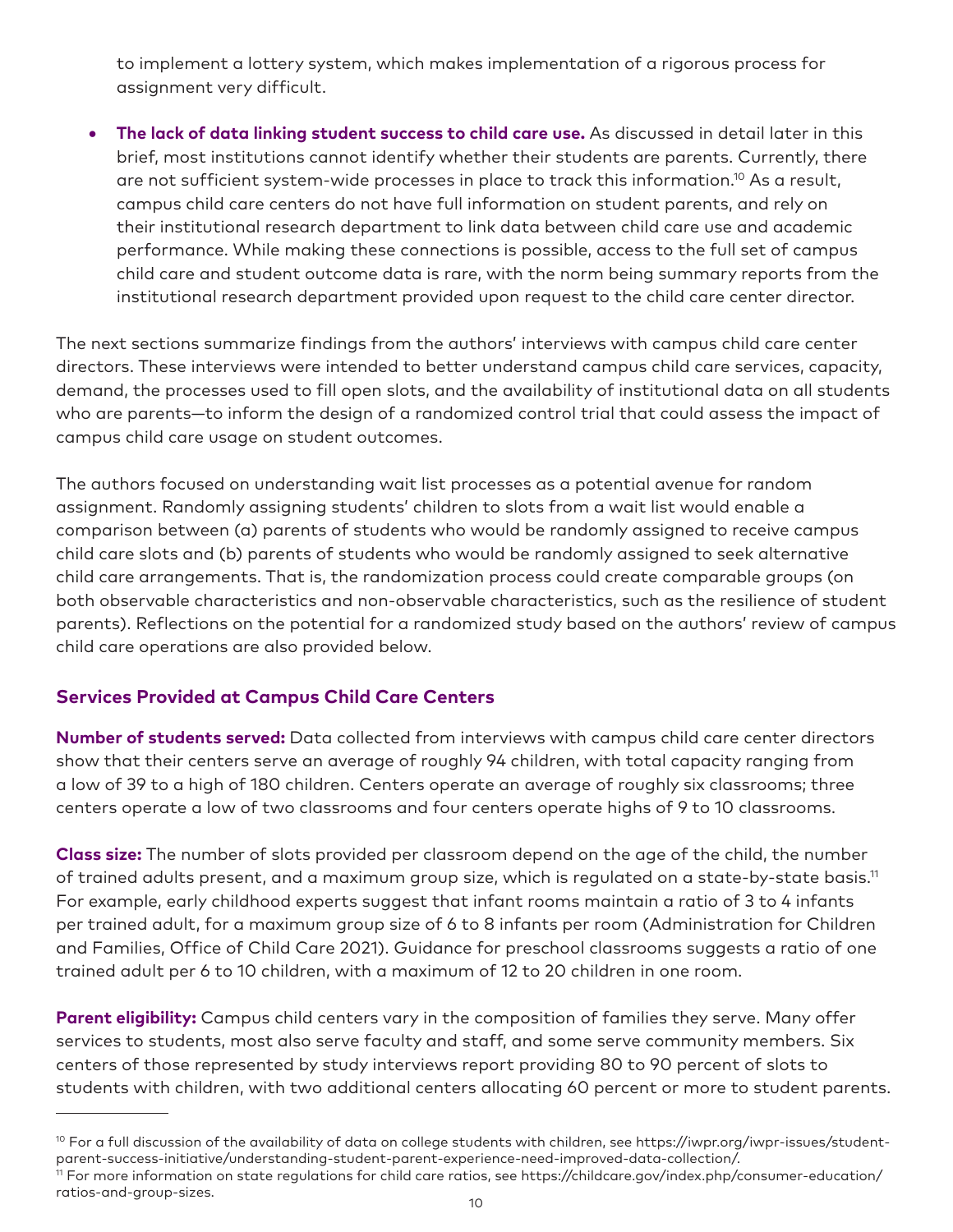to implement a lottery system, which makes implementation of a rigorous process for assignment very difficult.

- **The lack of data linking student success to child care use.** As discussed in detail later in this brief, most institutions cannot identify whether their students are parents. Currently, there are not sufficient system-wide processes in place to track this information.[10] As a result, campus child care centers do not have full information on student parents, and rely on their institutional research department to link data between child care use and academic performance. While making these connections is possible, access to the full set of campus child care and student outcome data is rare, with the norm being summary reports from the institutional research department provided upon request to the child care center director.

The next sections summarize findings from the authors' interviews with campus child care center directors. These interviews were intended to better understand campus child care services, capacity, demand, the processes used to fill open slots, and the availability of institutional data on all students who are parents—to inform the design of a randomized control trial that could assess the impact of campus child care usage on student outcomes.

The authors focused on understanding wait list processes as a potential avenue for random assignment. Randomly assigning students' children to slots from a wait list would enable a comparison between (a) parents of students who would be randomly assigned to receive campus child care slots and (b) parents of students who would be randomly assigned to seek alternative child care arrangements. That is, the randomization process could create comparable groups (on both observable characteristics and non-observable characteristics, such as the resilience of student parents). Reflections on the potential for a randomized study based on the authors' review of campus child care operations are also provided below.

## Services Provided at Campus Child Care Centers

**Number of students served:** Data collected from interviews with campus child care center directors show that their centers serve an average of roughly 94 children, with total capacity ranging from a low of 39 to a high of 180 children. Centers operate an average of roughly six classrooms; three centers operate a low of two classrooms and four centers operate highs of 9 to 10 classrooms.

**Class size:** The number of slots provided per classroom depend on the age of the child, the number of trained adults present, and a maximum group size, which is regulated on a state-by-state basis.[11] For example, early childhood experts suggest that infant rooms maintain a ratio of 3 to 4 infants per trained adult, for a maximum group size of 6 to 8 infants per room (Administration for Children and Families, Office of Child Care 2021). Guidance for preschool classrooms suggests a ratio of one trained adult per 6 to 10 children, with a maximum of 12 to 20 children in one room.

**Parent eligibility:** Campus child centers vary in the composition of families they serve. Many offer services to students, most also serve faculty and staff, and some serve community members. Six centers of those represented by study interviews report providing 80 to 90 percent of slots to students with children, with two additional centers allocating 60 percent or more to student parents.

---

[10] For a full discussion of the availability of data on college students with children, see https://iwpr.org/iwpr-issues/student-parent-success-initiative/understanding-student-parent-experience-need-improved-data-collection/.

[11] For more information on state regulations for child care ratios, see https://childcare.gov/index.php/consumer-education/ratios-and-group-sizes.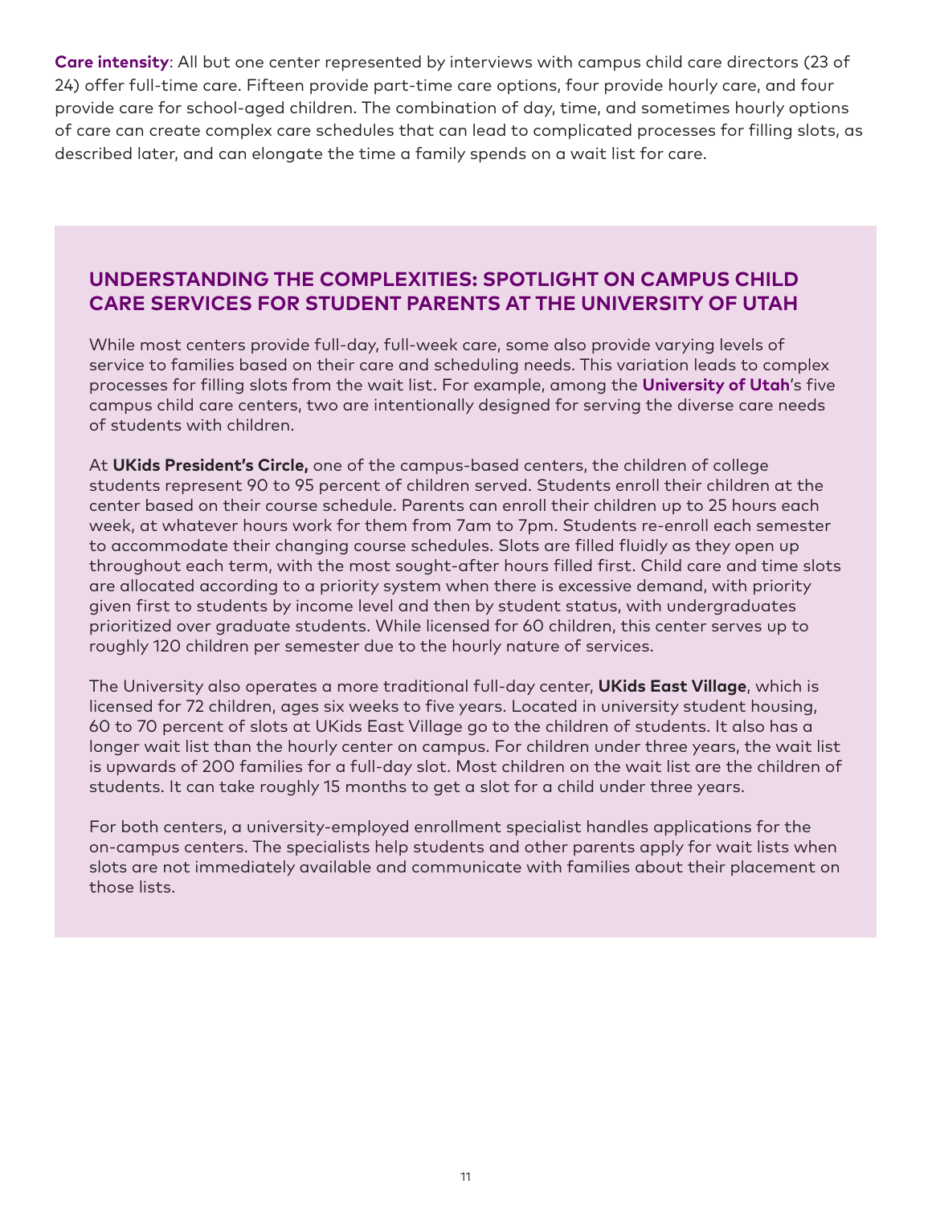**Care intensity**: All but one center represented by interviews with campus child care directors (23 of 24) offer full-time care. Fifteen provide part-time care options, four provide hourly care, and four provide care for school-aged children. The combination of day, time, and sometimes hourly options of care can create complex care schedules that can lead to complicated processes for filling slots, as described later, and can elongate the time a family spends on a wait list for care.

## UNDERSTANDING THE COMPLEXITIES: SPOTLIGHT ON CAMPUS CHILD CARE SERVICES FOR STUDENT PARENTS AT THE UNIVERSITY OF UTAH

While most centers provide full-day, full-week care, some also provide varying levels of service to families based on their care and scheduling needs. This variation leads to complex processes for filling slots from the wait list. For example, among the **University of Utah**'s five campus child care centers, two are intentionally designed for serving the diverse care needs of students with children.

At **UKids President's Circle,** one of the campus-based centers, the children of college students represent 90 to 95 percent of children served. Students enroll their children at the center based on their course schedule. Parents can enroll their children up to 25 hours each week, at whatever hours work for them from 7am to 7pm. Students re-enroll each semester to accommodate their changing course schedules. Slots are filled fluidly as they open up throughout each term, with the most sought-after hours filled first. Child care and time slots are allocated according to a priority system when there is excessive demand, with priority given first to students by income level and then by student status, with undergraduates prioritized over graduate students. While licensed for 60 children, this center serves up to roughly 120 children per semester due to the hourly nature of services.

The University also operates a more traditional full-day center, **UKids East Village**, which is licensed for 72 children, ages six weeks to five years. Located in university student housing, 60 to 70 percent of slots at UKids East Village go to the children of students. It also has a longer wait list than the hourly center on campus. For children under three years, the wait list is upwards of 200 families for a full-day slot. Most children on the wait list are the children of students. It can take roughly 15 months to get a slot for a child under three years.

For both centers, a university-employed enrollment specialist handles applications for the on-campus centers. The specialists help students and other parents apply for wait lists when slots are not immediately available and communicate with families about their placement on those lists.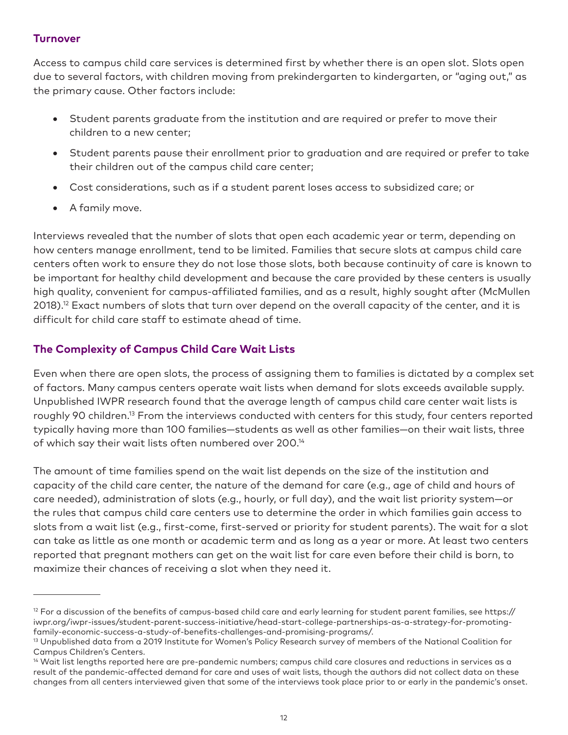### Turnover

Access to campus child care services is determined first by whether there is an open slot. Slots open due to several factors, with children moving from prekindergarten to kindergarten, or "aging out," as the primary cause. Other factors include:

- Student parents graduate from the institution and are required or prefer to move their children to a new center;
- Student parents pause their enrollment prior to graduation and are required or prefer to take their children out of the campus child care center;
- Cost considerations, such as if a student parent loses access to subsidized care; or
- A family move.

Interviews revealed that the number of slots that open each academic year or term, depending on how centers manage enrollment, tend to be limited. Families that secure slots at campus child care centers often work to ensure they do not lose those slots, both because continuity of care is known to be important for healthy child development and because the care provided by these centers is usually high quality, convenient for campus-affiliated families, and as a result, highly sought after (McMullen 2018).[12] Exact numbers of slots that turn over depend on the overall capacity of the center, and it is difficult for child care staff to estimate ahead of time.

### The Complexity of Campus Child Care Wait Lists

Even when there are open slots, the process of assigning them to families is dictated by a complex set of factors. Many campus centers operate wait lists when demand for slots exceeds available supply. Unpublished IWPR research found that the average length of campus child care center wait lists is roughly 90 children.[13] From the interviews conducted with centers for this study, four centers reported typically having more than 100 families—students as well as other families—on their wait lists, three of which say their wait lists often numbered over 200.[14]

The amount of time families spend on the wait list depends on the size of the institution and capacity of the child care center, the nature of the demand for care (e.g., age of child and hours of care needed), administration of slots (e.g., hourly, or full day), and the wait list priority system—or the rules that campus child care centers use to determine the order in which families gain access to slots from a wait list (e.g., first-come, first-served or priority for student parents). The wait for a slot can take as little as one month or academic term and as long as a year or more. At least two centers reported that pregnant mothers can get on the wait list for care even before their child is born, to maximize their chances of receiving a slot when they need it.

---

[12] For a discussion of the benefits of campus-based child care and early learning for student parent families, see https://iwpr.org/iwpr-issues/student-parent-success-initiative/head-start-college-partnerships-as-a-strategy-for-promoting-family-economic-success-a-study-of-benefits-challenges-and-promising-programs/.

[13] Unpublished data from a 2019 Institute for Women's Policy Research survey of members of the National Coalition for Campus Children's Centers.

[14] Wait list lengths reported here are pre-pandemic numbers; campus child care closures and reductions in services as a result of the pandemic-affected demand for care and uses of wait lists, though the authors did not collect data on these changes from all centers interviewed given that some of the interviews took place prior to or early in the pandemic's onset.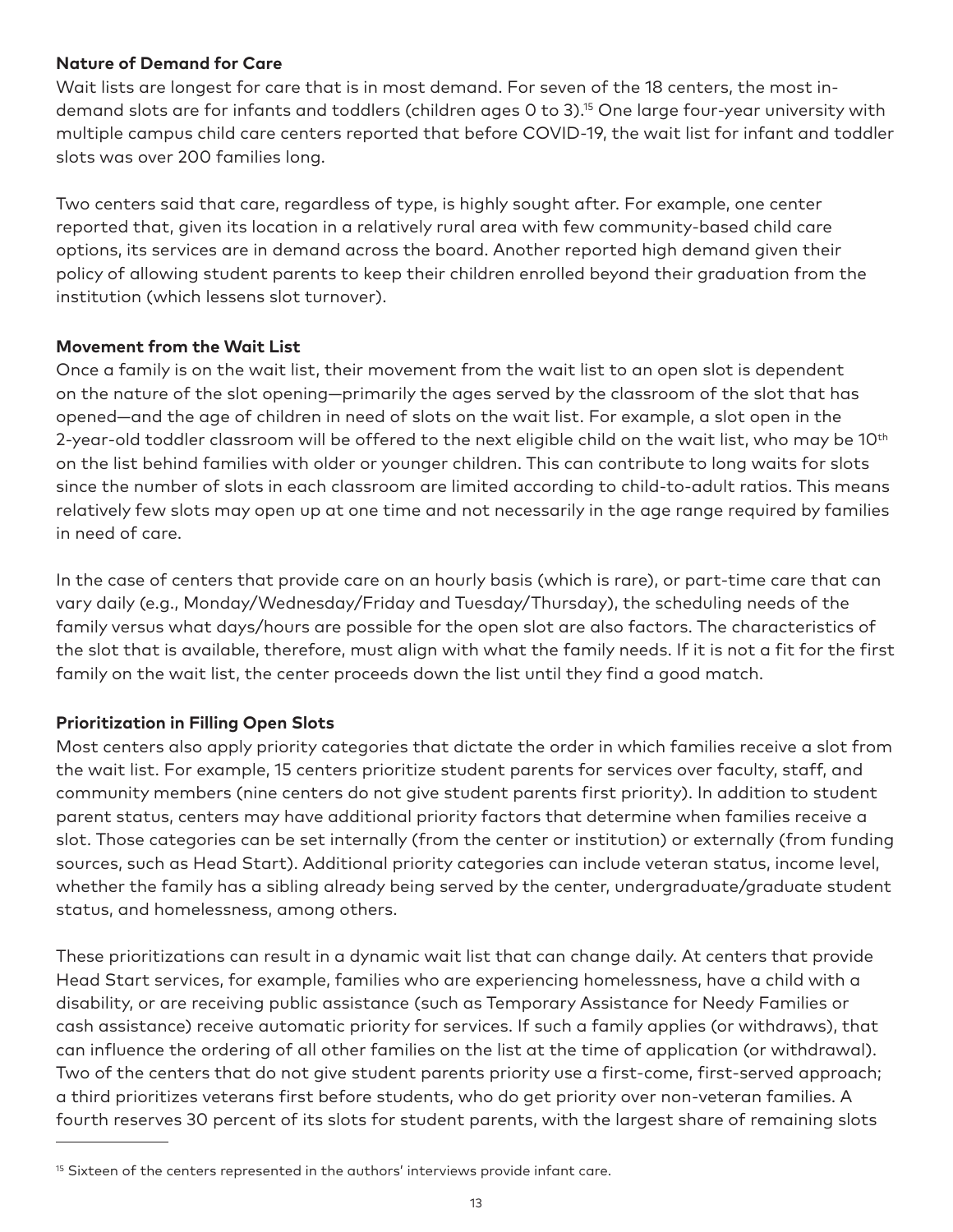### Nature of Demand for Care

Wait lists are longest for care that is in most demand. For seven of the 18 centers, the most in-demand slots are for infants and toddlers (children ages 0 to 3).[15] One large four-year university with multiple campus child care centers reported that before COVID-19, the wait list for infant and toddler slots was over 200 families long.

Two centers said that care, regardless of type, is highly sought after. For example, one center reported that, given its location in a relatively rural area with few community-based child care options, its services are in demand across the board. Another reported high demand given their policy of allowing student parents to keep their children enrolled beyond their graduation from the institution (which lessens slot turnover).

### Movement from the Wait List

Once a family is on the wait list, their movement from the wait list to an open slot is dependent on the nature of the slot opening—primarily the ages served by the classroom of the slot that has opened—and the age of children in need of slots on the wait list. For example, a slot open in the 2-year-old toddler classroom will be offered to the next eligible child on the wait list, who may be 10th on the list behind families with older or younger children. This can contribute to long waits for slots since the number of slots in each classroom are limited according to child-to-adult ratios. This means relatively few slots may open up at one time and not necessarily in the age range required by families in need of care.

In the case of centers that provide care on an hourly basis (which is rare), or part-time care that can vary daily (e.g., Monday/Wednesday/Friday and Tuesday/Thursday), the scheduling needs of the family versus what days/hours are possible for the open slot are also factors. The characteristics of the slot that is available, therefore, must align with what the family needs. If it is not a fit for the first family on the wait list, the center proceeds down the list until they find a good match.

### Prioritization in Filling Open Slots

Most centers also apply priority categories that dictate the order in which families receive a slot from the wait list. For example, 15 centers prioritize student parents for services over faculty, staff, and community members (nine centers do not give student parents first priority). In addition to student parent status, centers may have additional priority factors that determine when families receive a slot. Those categories can be set internally (from the center or institution) or externally (from funding sources, such as Head Start). Additional priority categories can include veteran status, income level, whether the family has a sibling already being served by the center, undergraduate/graduate student status, and homelessness, among others.

These prioritizations can result in a dynamic wait list that can change daily. At centers that provide Head Start services, for example, families who are experiencing homelessness, have a child with a disability, or are receiving public assistance (such as Temporary Assistance for Needy Families or cash assistance) receive automatic priority for services. If such a family applies (or withdraws), that can influence the ordering of all other families on the list at the time of application (or withdrawal). Two of the centers that do not give student parents priority use a first-come, first-served approach; a third prioritizes veterans first before students, who do get priority over non-veteran families. A fourth reserves 30 percent of its slots for student parents, with the largest share of remaining slots

[15] Sixteen of the centers represented in the authors' interviews provide infant care.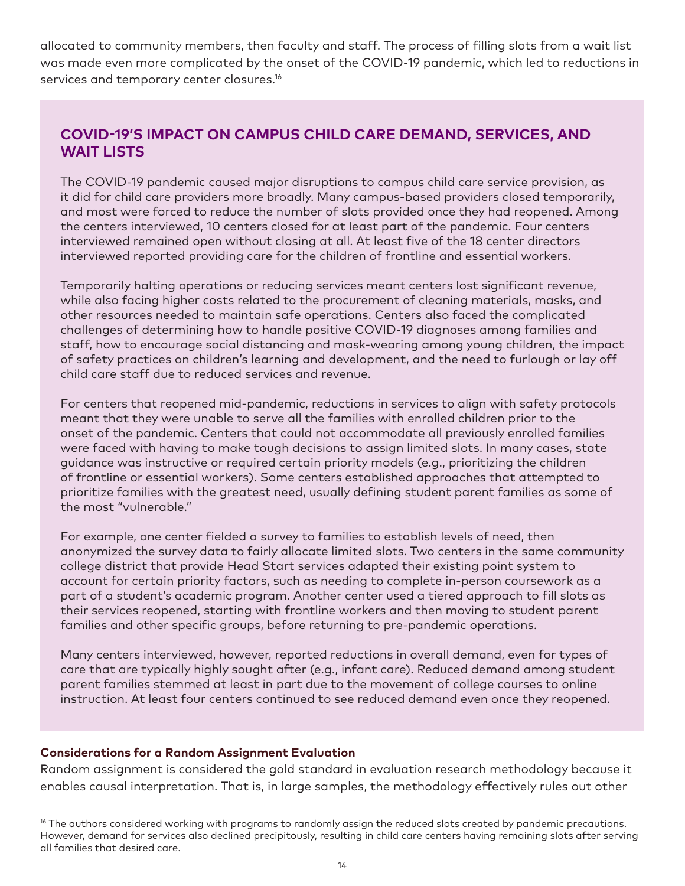allocated to community members, then faculty and staff. The process of filling slots from a wait list was made even more complicated by the onset of the COVID-19 pandemic, which led to reductions in services and temporary center closures.[16]

## COVID-19'S IMPACT ON CAMPUS CHILD CARE DEMAND, SERVICES, AND WAIT LISTS

The COVID-19 pandemic caused major disruptions to campus child care service provision, as it did for child care providers more broadly. Many campus-based providers closed temporarily, and most were forced to reduce the number of slots provided once they had reopened. Among the centers interviewed, 10 centers closed for at least part of the pandemic. Four centers interviewed remained open without closing at all. At least five of the 18 center directors interviewed reported providing care for the children of frontline and essential workers.

Temporarily halting operations or reducing services meant centers lost significant revenue, while also facing higher costs related to the procurement of cleaning materials, masks, and other resources needed to maintain safe operations. Centers also faced the complicated challenges of determining how to handle positive COVID-19 diagnoses among families and staff, how to encourage social distancing and mask-wearing among young children, the impact of safety practices on children's learning and development, and the need to furlough or lay off child care staff due to reduced services and revenue.

For centers that reopened mid-pandemic, reductions in services to align with safety protocols meant that they were unable to serve all the families with enrolled children prior to the onset of the pandemic. Centers that could not accommodate all previously enrolled families were faced with having to make tough decisions to assign limited slots. In many cases, state guidance was instructive or required certain priority models (e.g., prioritizing the children of frontline or essential workers). Some centers established approaches that attempted to prioritize families with the greatest need, usually defining student parent families as some of the most "vulnerable."

For example, one center fielded a survey to families to establish levels of need, then anonymized the survey data to fairly allocate limited slots. Two centers in the same community college district that provide Head Start services adapted their existing point system to account for certain priority factors, such as needing to complete in-person coursework as a part of a student's academic program. Another center used a tiered approach to fill slots as their services reopened, starting with frontline workers and then moving to student parent families and other specific groups, before returning to pre-pandemic operations.

Many centers interviewed, however, reported reductions in overall demand, even for types of care that are typically highly sought after (e.g., infant care). Reduced demand among student parent families stemmed at least in part due to the movement of college courses to online instruction. At least four centers continued to see reduced demand even once they reopened.

### Considerations for a Random Assignment Evaluation

Random assignment is considered the gold standard in evaluation research methodology because it enables causal interpretation. That is, in large samples, the methodology effectively rules out other

---

[16] The authors considered working with programs to randomly assign the reduced slots created by pandemic precautions. However, demand for services also declined precipitously, resulting in child care centers having remaining slots after serving all families that desired care.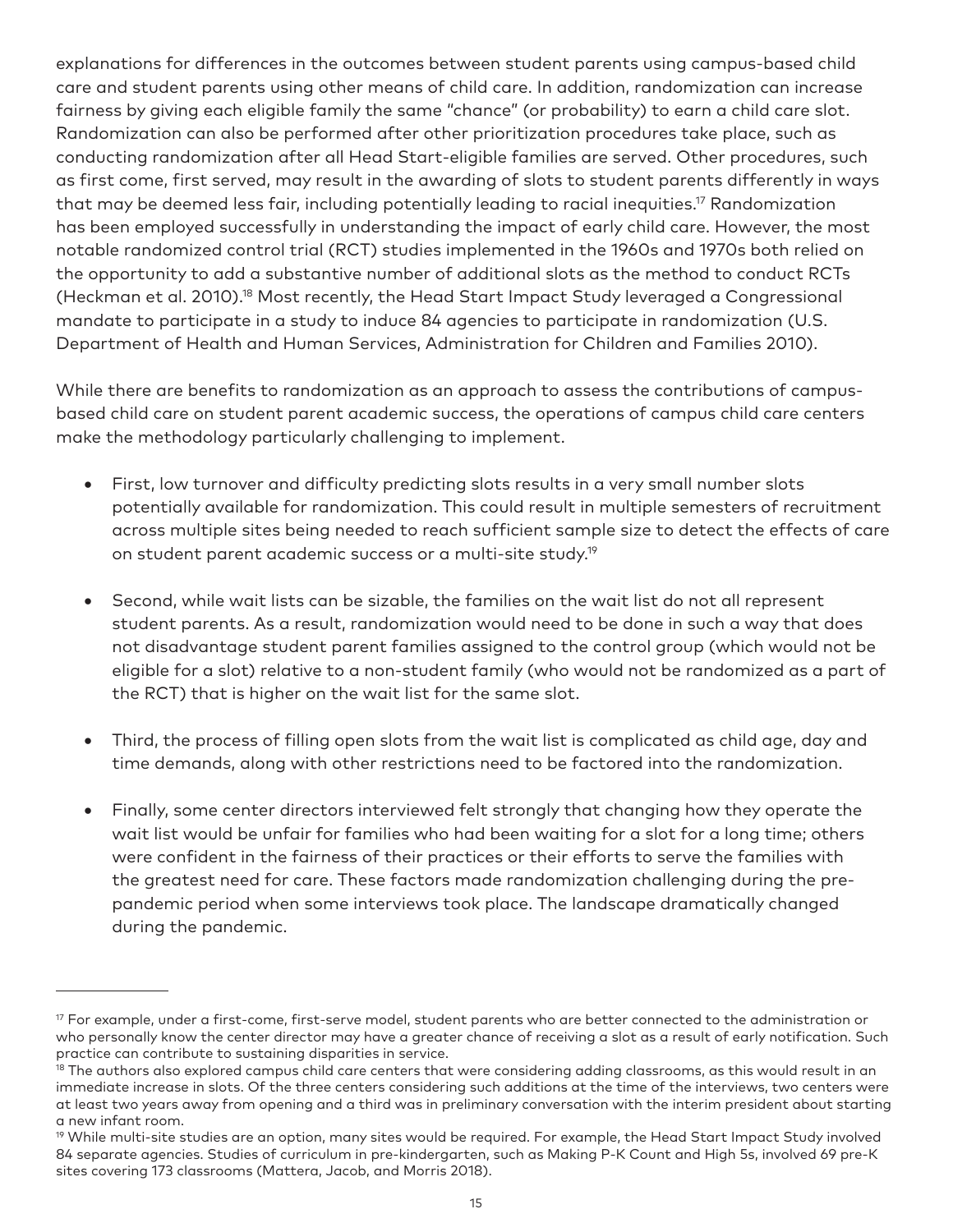explanations for differences in the outcomes between student parents using campus-based child care and student parents using other means of child care. In addition, randomization can increase fairness by giving each eligible family the same "chance" (or probability) to earn a child care slot. Randomization can also be performed after other prioritization procedures take place, such as conducting randomization after all Head Start-eligible families are served. Other procedures, such as first come, first served, may result in the awarding of slots to student parents differently in ways that may be deemed less fair, including potentially leading to racial inequities.[17] Randomization has been employed successfully in understanding the impact of early child care. However, the most notable randomized control trial (RCT) studies implemented in the 1960s and 1970s both relied on the opportunity to add a substantive number of additional slots as the method to conduct RCTs (Heckman et al. 2010).[18] Most recently, the Head Start Impact Study leveraged a Congressional mandate to participate in a study to induce 84 agencies to participate in randomization (U.S. Department of Health and Human Services, Administration for Children and Families 2010).

While there are benefits to randomization as an approach to assess the contributions of campus-based child care on student parent academic success, the operations of campus child care centers make the methodology particularly challenging to implement.

- First, low turnover and difficulty predicting slots results in a very small number slots potentially available for randomization. This could result in multiple semesters of recruitment across multiple sites being needed to reach sufficient sample size to detect the effects of care on student parent academic success or a multi-site study.[19]

- Second, while wait lists can be sizable, the families on the wait list do not all represent student parents. As a result, randomization would need to be done in such a way that does not disadvantage student parent families assigned to the control group (which would not be eligible for a slot) relative to a non-student family (who would not be randomized as a part of the RCT) that is higher on the wait list for the same slot.

- Third, the process of filling open slots from the wait list is complicated as child age, day and time demands, along with other restrictions need to be factored into the randomization.

- Finally, some center directors interviewed felt strongly that changing how they operate the wait list would be unfair for families who had been waiting for a slot for a long time; others were confident in the fairness of their practices or their efforts to serve the families with the greatest need for care. These factors made randomization challenging during the pre-pandemic period when some interviews took place. The landscape dramatically changed during the pandemic.

---

[17] For example, under a first-come, first-serve model, student parents who are better connected to the administration or who personally know the center director may have a greater chance of receiving a slot as a result of early notification. Such practice can contribute to sustaining disparities in service.

[18] The authors also explored campus child care centers that were considering adding classrooms, as this would result in an immediate increase in slots. Of the three centers considering such additions at the time of the interviews, two centers were at least two years away from opening and a third was in preliminary conversation with the interim president about starting a new infant room.

[19] While multi-site studies are an option, many sites would be required. For example, the Head Start Impact Study involved 84 separate agencies. Studies of curriculum in pre-kindergarten, such as Making P-K Count and High 5s, involved 69 pre-K sites covering 173 classrooms (Mattera, Jacob, and Morris 2018).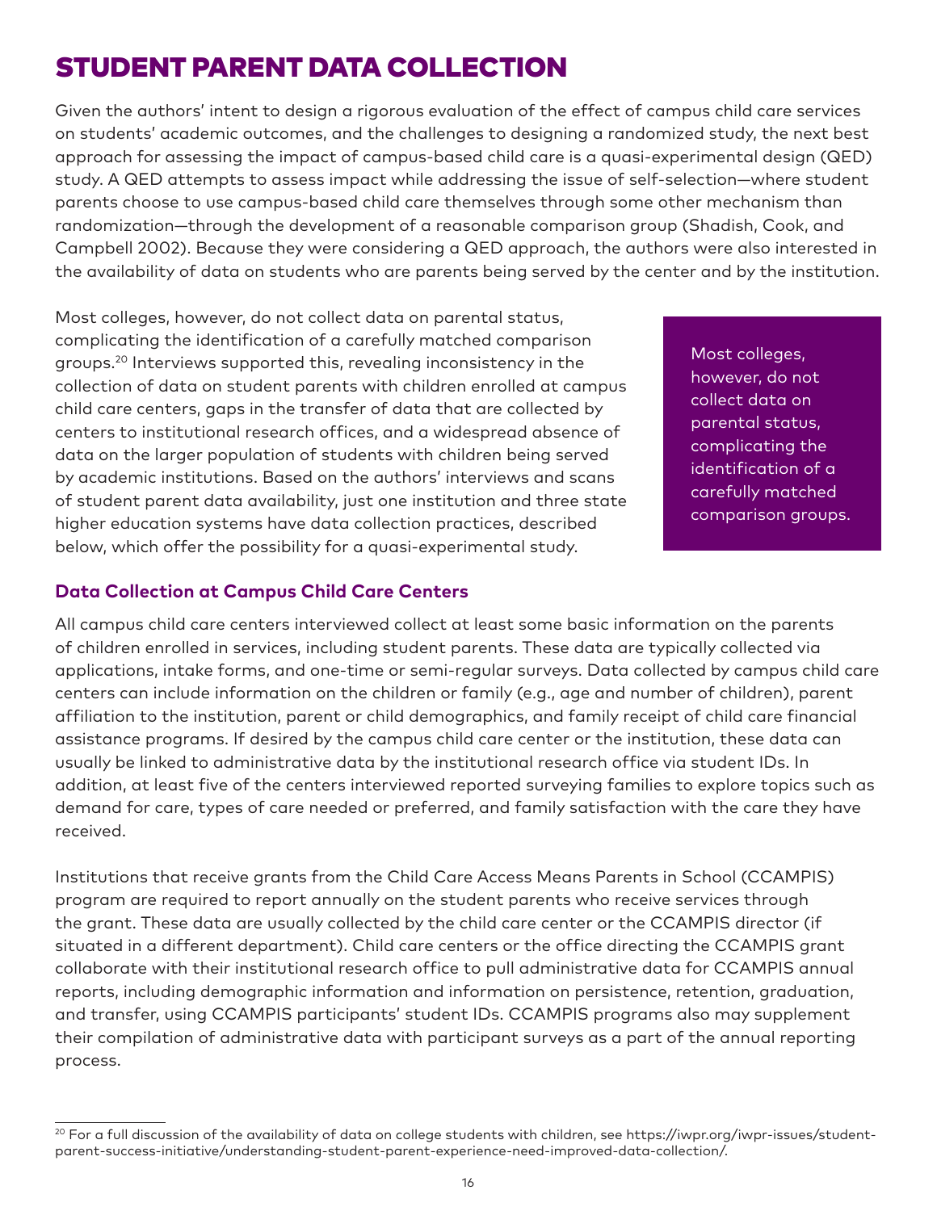# STUDENT PARENT DATA COLLECTION

Given the authors' intent to design a rigorous evaluation of the effect of campus child care services on students' academic outcomes, and the challenges to designing a randomized study, the next best approach for assessing the impact of campus-based child care is a quasi-experimental design (QED) study. A QED attempts to assess impact while addressing the issue of self-selection—where student parents choose to use campus-based child care themselves through some other mechanism than randomization—through the development of a reasonable comparison group (Shadish, Cook, and Campbell 2002). Because they were considering a QED approach, the authors were also interested in the availability of data on students who are parents being served by the center and by the institution.

Most colleges, however, do not collect data on parental status, complicating the identification of a carefully matched comparison groups.[20] Interviews supported this, revealing inconsistency in the collection of data on student parents with children enrolled at campus child care centers, gaps in the transfer of data that are collected by centers to institutional research offices, and a widespread absence of data on the larger population of students with children being served by academic institutions. Based on the authors' interviews and scans of student parent data availability, just one institution and three state higher education systems have data collection practices, described below, which offer the possibility for a quasi-experimental study.

> Most colleges, however, do not collect data on parental status, complicating the identification of a carefully matched comparison groups.

### Data Collection at Campus Child Care Centers

All campus child care centers interviewed collect at least some basic information on the parents of children enrolled in services, including student parents. These data are typically collected via applications, intake forms, and one-time or semi-regular surveys. Data collected by campus child care centers can include information on the children or family (e.g., age and number of children), parent affiliation to the institution, parent or child demographics, and family receipt of child care financial assistance programs. If desired by the campus child care center or the institution, these data can usually be linked to administrative data by the institutional research office via student IDs. In addition, at least five of the centers interviewed reported surveying families to explore topics such as demand for care, types of care needed or preferred, and family satisfaction with the care they have received.

Institutions that receive grants from the Child Care Access Means Parents in School (CCAMPIS) program are required to report annually on the student parents who receive services through the grant. These data are usually collected by the child care center or the CCAMPIS director (if situated in a different department). Child care centers or the office directing the CCAMPIS grant collaborate with their institutional research office to pull administrative data for CCAMPIS annual reports, including demographic information and information on persistence, retention, graduation, and transfer, using CCAMPIS participants' student IDs. CCAMPIS programs also may supplement their compilation of administrative data with participant surveys as a part of the annual reporting process.

[20] For a full discussion of the availability of data on college students with children, see https://iwpr.org/iwpr-issues/student-parent-success-initiative/understanding-student-parent-experience-need-improved-data-collection/.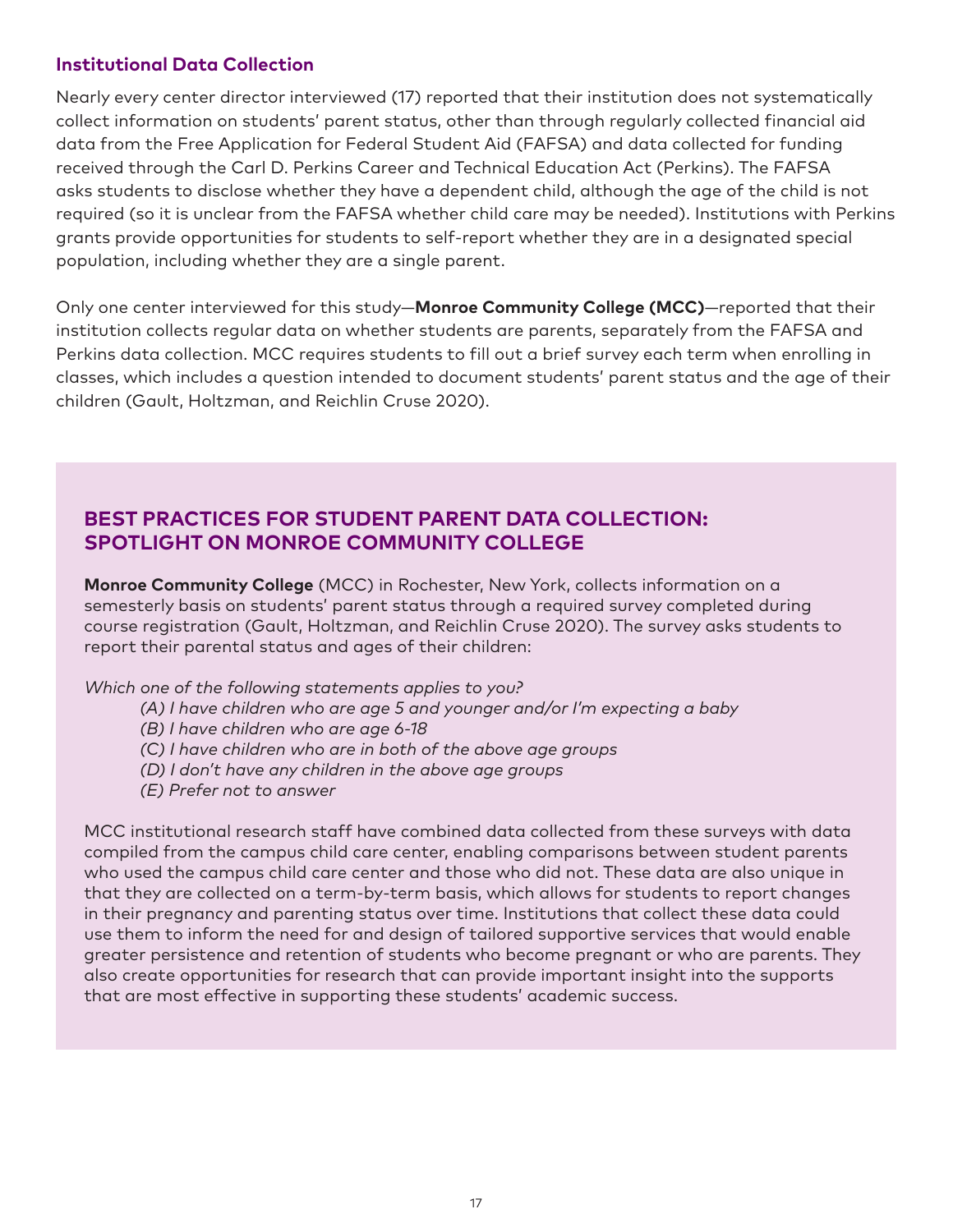### Institutional Data Collection

Nearly every center director interviewed (17) reported that their institution does not systematically collect information on students' parent status, other than through regularly collected financial aid data from the Free Application for Federal Student Aid (FAFSA) and data collected for funding received through the Carl D. Perkins Career and Technical Education Act (Perkins). The FAFSA asks students to disclose whether they have a dependent child, although the age of the child is not required (so it is unclear from the FAFSA whether child care may be needed). Institutions with Perkins grants provide opportunities for students to self-report whether they are in a designated special population, including whether they are a single parent.

Only one center interviewed for this study—**Monroe Community College (MCC)**—reported that their institution collects regular data on whether students are parents, separately from the FAFSA and Perkins data collection. MCC requires students to fill out a brief survey each term when enrolling in classes, which includes a question intended to document students' parent status and the age of their children (Gault, Holtzman, and Reichlin Cruse 2020).

### BEST PRACTICES FOR STUDENT PARENT DATA COLLECTION: SPOTLIGHT ON MONROE COMMUNITY COLLEGE

**Monroe Community College** (MCC) in Rochester, New York, collects information on a semesterly basis on students' parent status through a required survey completed during course registration (Gault, Holtzman, and Reichlin Cruse 2020). The survey asks students to report their parental status and ages of their children:

*Which one of the following statements applies to you?*

*(A) I have children who are age 5 and younger and/or I'm expecting a baby*
*(B) I have children who are age 6-18*
*(C) I have children who are in both of the above age groups*
*(D) I don't have any children in the above age groups*
*(E) Prefer not to answer*

MCC institutional research staff have combined data collected from these surveys with data compiled from the campus child care center, enabling comparisons between student parents who used the campus child care center and those who did not. These data are also unique in that they are collected on a term-by-term basis, which allows for students to report changes in their pregnancy and parenting status over time. Institutions that collect these data could use them to inform the need for and design of tailored supportive services that would enable greater persistence and retention of students who become pregnant or who are parents. They also create opportunities for research that can provide important insight into the supports that are most effective in supporting these students' academic success.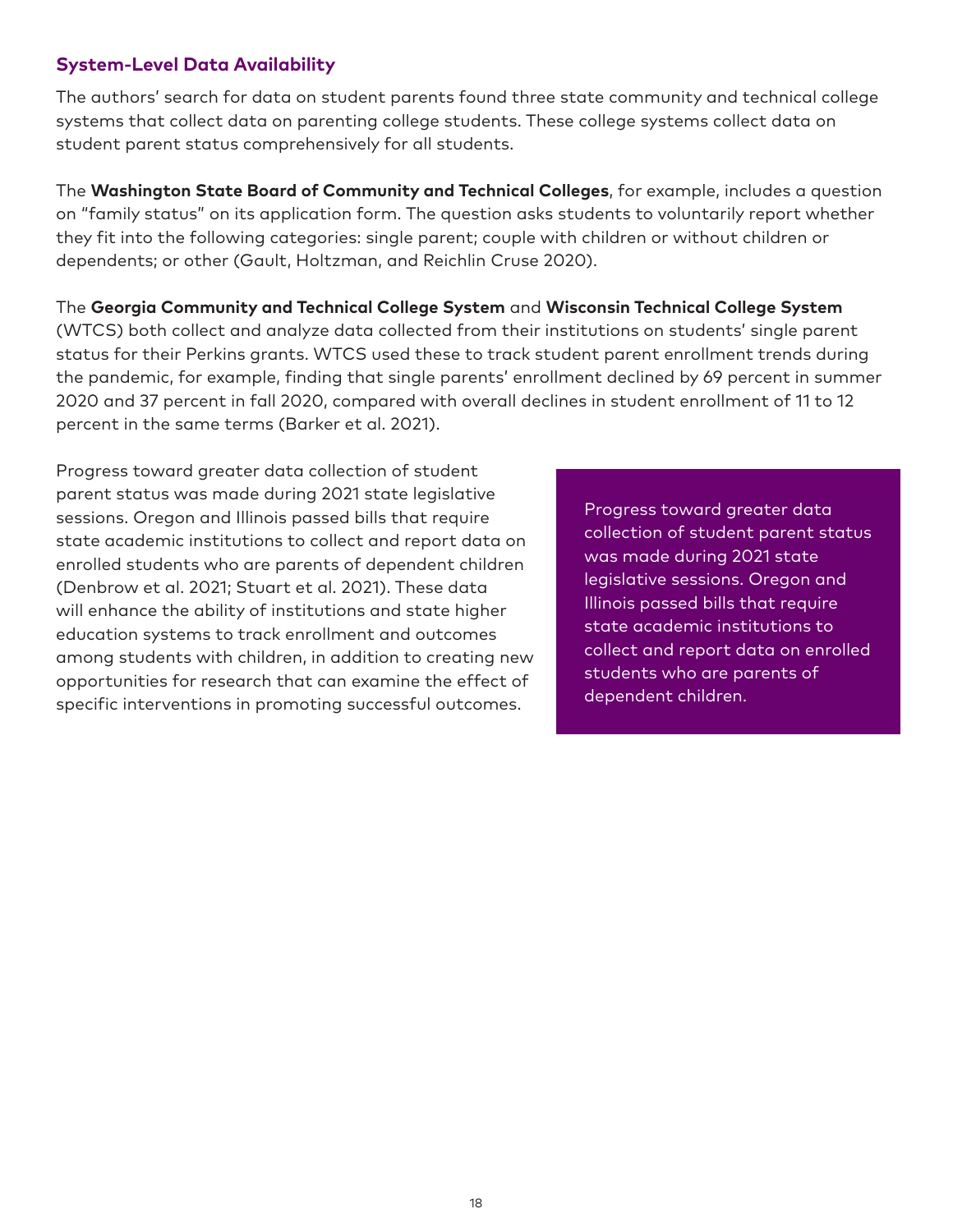### System-Level Data Availability

The authors' search for data on student parents found three state community and technical college systems that collect data on parenting college students. These college systems collect data on student parent status comprehensively for all students.

The **Washington State Board of Community and Technical Colleges**, for example, includes a question on "family status" on its application form. The question asks students to voluntarily report whether they fit into the following categories: single parent; couple with children or without children or dependents; or other (Gault, Holtzman, and Reichlin Cruse 2020).

The **Georgia Community and Technical College System** and **Wisconsin Technical College System** (WTCS) both collect and analyze data collected from their institutions on students' single parent status for their Perkins grants. WTCS used these to track student parent enrollment trends during the pandemic, for example, finding that single parents' enrollment declined by 69 percent in summer 2020 and 37 percent in fall 2020, compared with overall declines in student enrollment of 11 to 12 percent in the same terms (Barker et al. 2021).

Progress toward greater data collection of student parent status was made during 2021 state legislative sessions. Oregon and Illinois passed bills that require state academic institutions to collect and report data on enrolled students who are parents of dependent children (Denbrow et al. 2021; Stuart et al. 2021). These data will enhance the ability of institutions and state higher education systems to track enrollment and outcomes among students with children, in addition to creating new opportunities for research that can examine the effect of specific interventions in promoting successful outcomes.

> Progress toward greater data collection of student parent status was made during 2021 state legislative sessions. Oregon and Illinois passed bills that require state academic institutions to collect and report data on enrolled students who are parents of dependent children.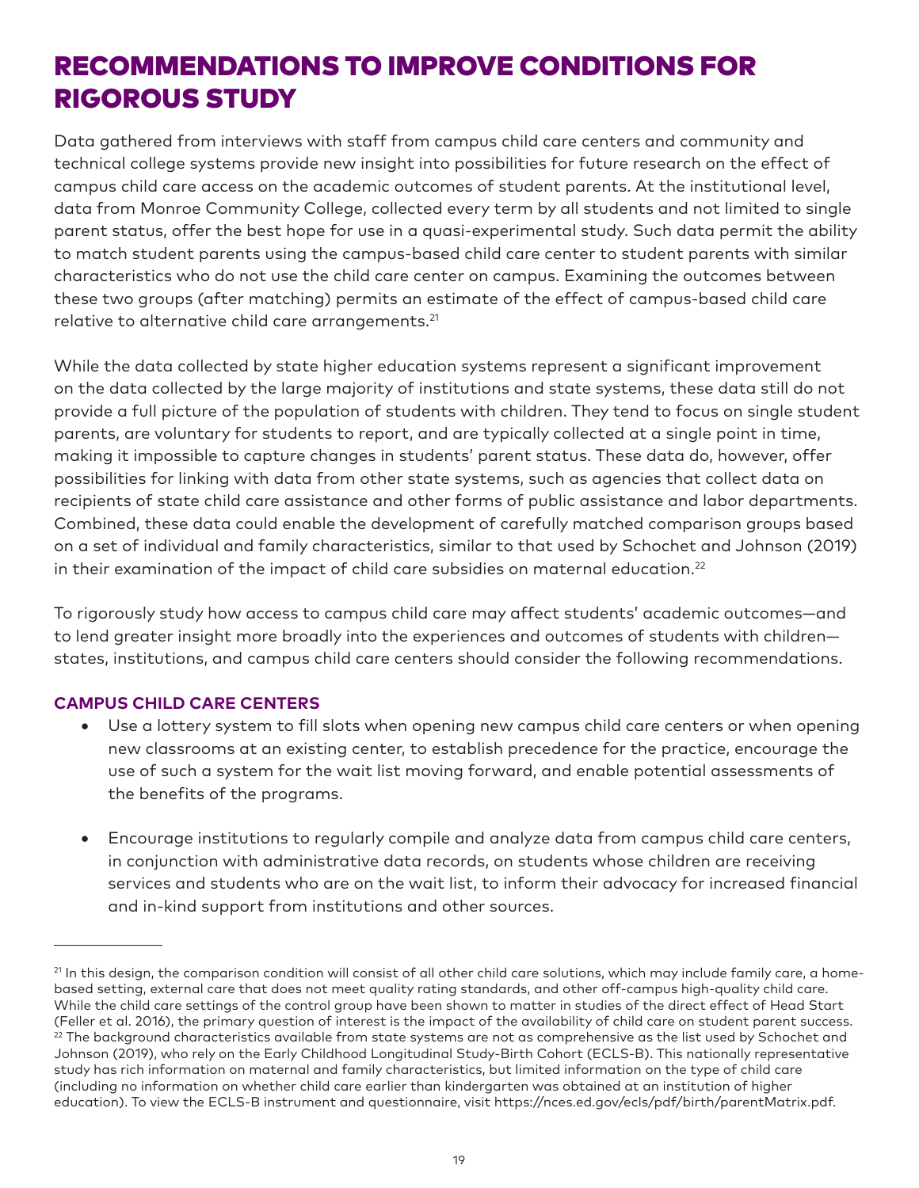# RECOMMENDATIONS TO IMPROVE CONDITIONS FOR RIGOROUS STUDY

Data gathered from interviews with staff from campus child care centers and community and technical college systems provide new insight into possibilities for future research on the effect of campus child care access on the academic outcomes of student parents. At the institutional level, data from Monroe Community College, collected every term by all students and not limited to single parent status, offer the best hope for use in a quasi-experimental study. Such data permit the ability to match student parents using the campus-based child care center to student parents with similar characteristics who do not use the child care center on campus. Examining the outcomes between these two groups (after matching) permits an estimate of the effect of campus-based child care relative to alternative child care arrangements.[21]

While the data collected by state higher education systems represent a significant improvement on the data collected by the large majority of institutions and state systems, these data still do not provide a full picture of the population of students with children. They tend to focus on single student parents, are voluntary for students to report, and are typically collected at a single point in time, making it impossible to capture changes in students' parent status. These data do, however, offer possibilities for linking with data from other state systems, such as agencies that collect data on recipients of state child care assistance and other forms of public assistance and labor departments. Combined, these data could enable the development of carefully matched comparison groups based on a set of individual and family characteristics, similar to that used by Schochet and Johnson (2019) in their examination of the impact of child care subsidies on maternal education.[22]

To rigorously study how access to campus child care may affect students' academic outcomes—and to lend greater insight more broadly into the experiences and outcomes of students with children—states, institutions, and campus child care centers should consider the following recommendations.

### CAMPUS CHILD CARE CENTERS

- Use a lottery system to fill slots when opening new campus child care centers or when opening new classrooms at an existing center, to establish precedence for the practice, encourage the use of such a system for the wait list moving forward, and enable potential assessments of the benefits of the programs.
- Encourage institutions to regularly compile and analyze data from campus child care centers, in conjunction with administrative data records, on students whose children are receiving services and students who are on the wait list, to inform their advocacy for increased financial and in-kind support from institutions and other sources.

---

[21] In this design, the comparison condition will consist of all other child care solutions, which may include family care, a home-based setting, external care that does not meet quality rating standards, and other off-campus high-quality child care. While the child care settings of the control group have been shown to matter in studies of the direct effect of Head Start (Feller et al. 2016), the primary question of interest is the impact of the availability of child care on student parent success.

[22] The background characteristics available from state systems are not as comprehensive as the list used by Schochet and Johnson (2019), who rely on the Early Childhood Longitudinal Study-Birth Cohort (ECLS-B). This nationally representative study has rich information on maternal and family characteristics, but limited information on the type of child care (including no information on whether child care earlier than kindergarten was obtained at an institution of higher education). To view the ECLS-B instrument and questionnaire, visit https://nces.ed.gov/ecls/pdf/birth/parentMatrix.pdf.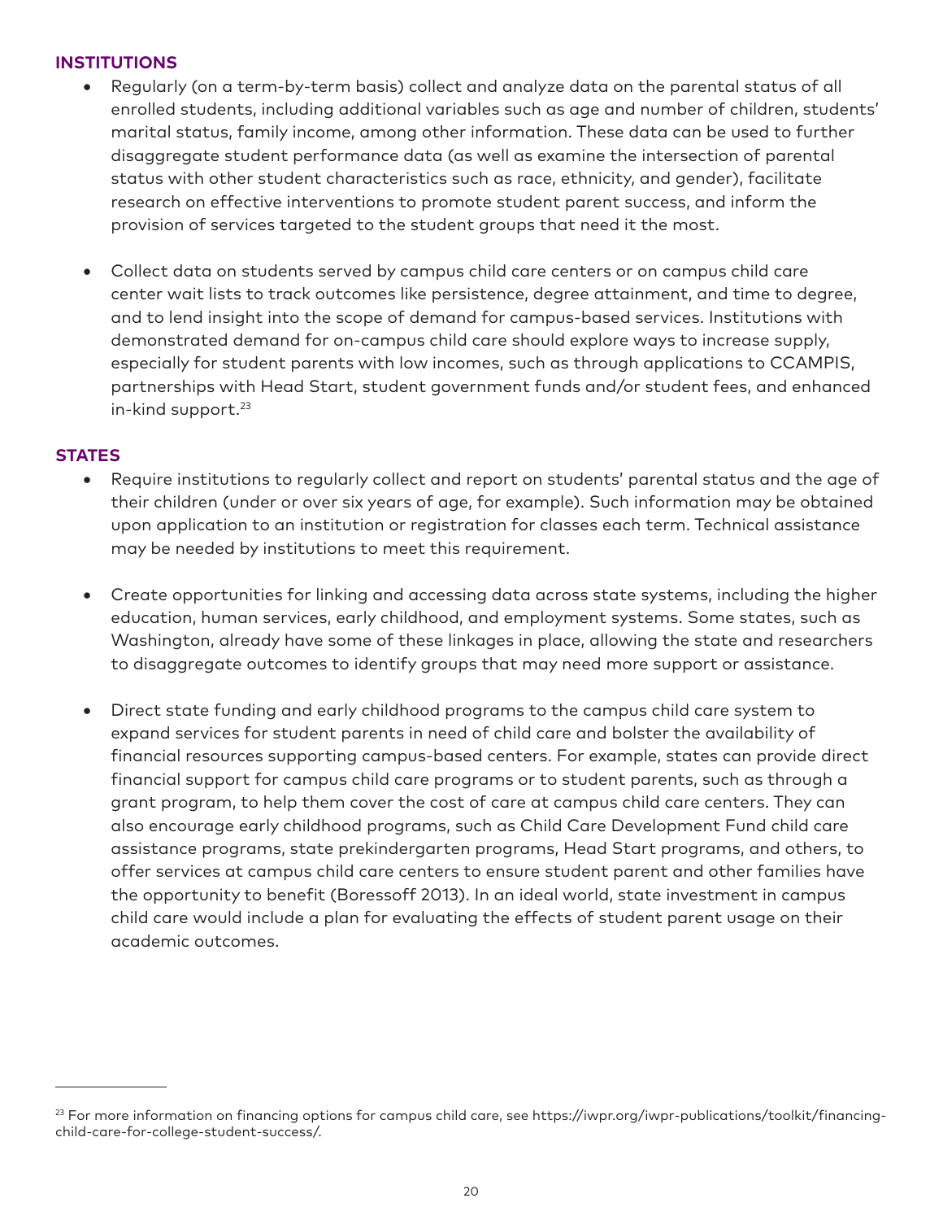### INSTITUTIONS

- Regularly (on a term-by-term basis) collect and analyze data on the parental status of all enrolled students, including additional variables such as age and number of children, students' marital status, family income, among other information. These data can be used to further disaggregate student performance data (as well as examine the intersection of parental status with other student characteristics such as race, ethnicity, and gender), facilitate research on effective interventions to promote student parent success, and inform the provision of services targeted to the student groups that need it the most.

- Collect data on students served by campus child care centers or on campus child care center wait lists to track outcomes like persistence, degree attainment, and time to degree, and to lend insight into the scope of demand for campus-based services. Institutions with demonstrated demand for on-campus child care should explore ways to increase supply, especially for student parents with low incomes, such as through applications to CCAMPIS, partnerships with Head Start, student government funds and/or student fees, and enhanced in-kind support.[23]

### STATES

- Require institutions to regularly collect and report on students' parental status and the age of their children (under or over six years of age, for example). Such information may be obtained upon application to an institution or registration for classes each term. Technical assistance may be needed by institutions to meet this requirement.

- Create opportunities for linking and accessing data across state systems, including the higher education, human services, early childhood, and employment systems. Some states, such as Washington, already have some of these linkages in place, allowing the state and researchers to disaggregate outcomes to identify groups that may need more support or assistance.

- Direct state funding and early childhood programs to the campus child care system to expand services for student parents in need of child care and bolster the availability of financial resources supporting campus-based centers. For example, states can provide direct financial support for campus child care programs or to student parents, such as through a grant program, to help them cover the cost of care at campus child care centers. They can also encourage early childhood programs, such as Child Care Development Fund child care assistance programs, state prekindergarten programs, Head Start programs, and others, to offer services at campus child care centers to ensure student parent and other families have the opportunity to benefit (Boressoff 2013). In an ideal world, state investment in campus child care would include a plan for evaluating the effects of student parent usage on their academic outcomes.

---

[23] For more information on financing options for campus child care, see https://iwpr.org/iwpr-publications/toolkit/financing-child-care-for-college-student-success/.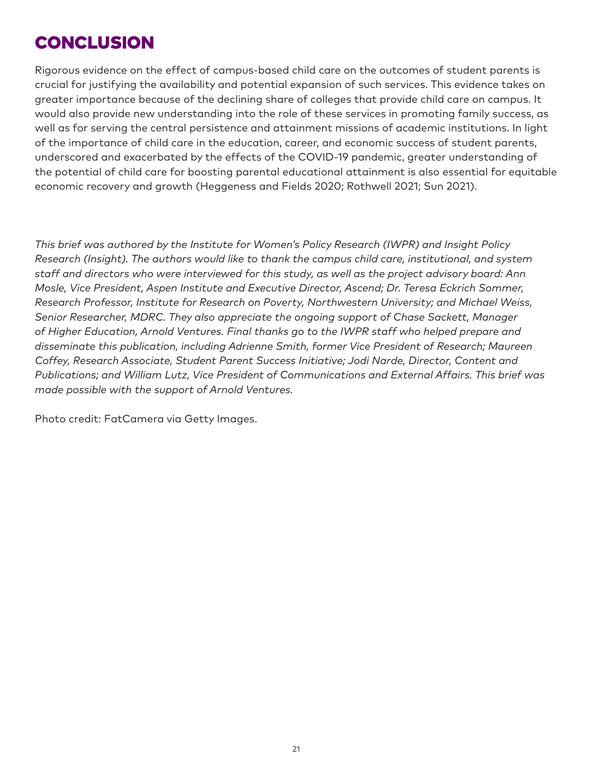# CONCLUSION

Rigorous evidence on the effect of campus-based child care on the outcomes of student parents is crucial for justifying the availability and potential expansion of such services. This evidence takes on greater importance because of the declining share of colleges that provide child care on campus. It would also provide new understanding into the role of these services in promoting family success, as well as for serving the central persistence and attainment missions of academic institutions. In light of the importance of child care in the education, career, and economic success of student parents, underscored and exacerbated by the effects of the COVID-19 pandemic, greater understanding of the potential of child care for boosting parental educational attainment is also essential for equitable economic recovery and growth (Heggeness and Fields 2020; Rothwell 2021; Sun 2021).

*This brief was authored by the Institute for Women's Policy Research (IWPR) and Insight Policy Research (Insight). The authors would like to thank the campus child care, institutional, and system staff and directors who were interviewed for this study, as well as the project advisory board: Ann Mosle, Vice President, Aspen Institute and Executive Director, Ascend; Dr. Teresa Eckrich Sommer, Research Professor, Institute for Research on Poverty, Northwestern University; and Michael Weiss, Senior Researcher, MDRC. They also appreciate the ongoing support of Chase Sackett, Manager of Higher Education, Arnold Ventures. Final thanks go to the IWPR staff who helped prepare and disseminate this publication, including Adrienne Smith, former Vice President of Research; Maureen Coffey, Research Associate, Student Parent Success Initiative; Jodi Narde, Director, Content and Publications; and William Lutz, Vice President of Communications and External Affairs. This brief was made possible with the support of Arnold Ventures.*

Photo credit: FatCamera via Getty Images.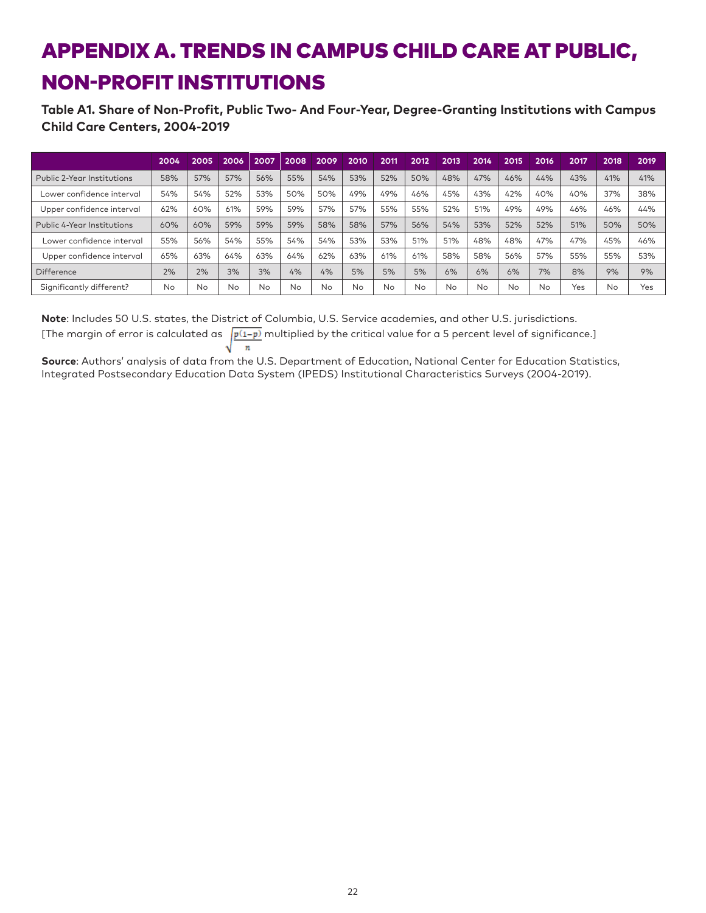# APPENDIX A. TRENDS IN CAMPUS CHILD CARE AT PUBLIC, NON-PROFIT INSTITUTIONS

**Table A1. Share of Non-Profit, Public Two- And Four-Year, Degree-Granting Institutions with Campus Child Care Centers, 2004-2019**

| | 2004 | 2005 | 2006 | 2007 | 2008 | 2009 | 2010 | 2011 | 2012 | 2013 | 2014 | 2015 | 2016 | 2017 | 2018 | 2019 |
|---|---|---|---|---|---|---|---|---|---|---|---|---|---|---|---|---|
| Public 2-Year Institutions | 58% | 57% | 57% | 56% | 55% | 54% | 53% | 52% | 50% | 48% | 47% | 46% | 44% | 43% | 41% | 41% |
| Lower confidence interval | 54% | 54% | 52% | 53% | 50% | 50% | 49% | 49% | 46% | 45% | 43% | 42% | 40% | 40% | 37% | 38% |
| Upper confidence interval | 62% | 60% | 61% | 59% | 59% | 57% | 57% | 55% | 55% | 52% | 51% | 49% | 49% | 46% | 46% | 44% |
| Public 4-Year Institutions | 60% | 60% | 59% | 59% | 59% | 58% | 58% | 57% | 56% | 54% | 53% | 52% | 52% | 51% | 50% | 50% |
| Lower confidence interval | 55% | 56% | 54% | 55% | 54% | 54% | 53% | 53% | 51% | 51% | 48% | 48% | 47% | 47% | 45% | 46% |
| Upper confidence interval | 65% | 63% | 64% | 63% | 64% | 62% | 63% | 61% | 61% | 58% | 58% | 56% | 57% | 55% | 55% | 53% |
| Difference | 2% | 2% | 3% | 3% | 4% | 4% | 5% | 5% | 5% | 6% | 6% | 6% | 7% | 8% | 9% | 9% |
| Significantly different? | No | No | No | No | No | No | No | No | No | No | No | No | No | Yes | No | Yes |

**Note**: Includes 50 U.S. states, the District of Columbia, U.S. Service academies, and other U.S. jurisdictions. [The margin of error is calculated as $\sqrt{\frac{p(1-p)}{n}}$ multiplied by the critical value for a 5 percent level of significance.]

**Source**: Authors' analysis of data from the U.S. Department of Education, National Center for Education Statistics, Integrated Postsecondary Education Data System (IPEDS) Institutional Characteristics Surveys (2004-2019).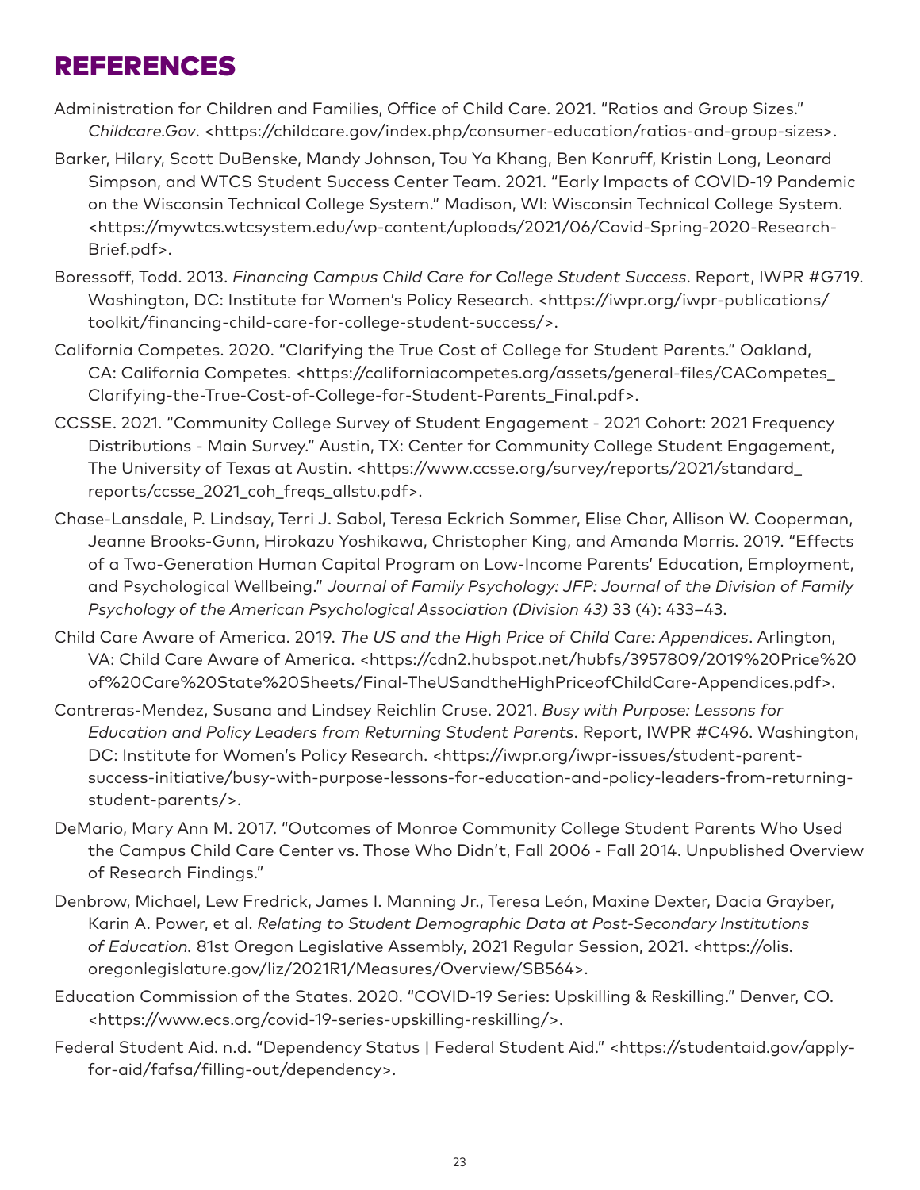# REFERENCES

Administration for Children and Families, Office of Child Care. 2021. "Ratios and Group Sizes." *Childcare.Gov*. <https://childcare.gov/index.php/consumer-education/ratios-and-group-sizes>.

Barker, Hilary, Scott DuBenske, Mandy Johnson, Tou Ya Khang, Ben Konruff, Kristin Long, Leonard Simpson, and WTCS Student Success Center Team. 2021. "Early Impacts of COVID-19 Pandemic on the Wisconsin Technical College System." Madison, WI: Wisconsin Technical College System. <https://mywtcs.wtcsystem.edu/wp-content/uploads/2021/06/Covid-Spring-2020-Research-Brief.pdf>.

Boressoff, Todd. 2013. *Financing Campus Child Care for College Student Success*. Report, IWPR #G719. Washington, DC: Institute for Women's Policy Research. <https://iwpr.org/iwpr-publications/toolkit/financing-child-care-for-college-student-success/>.

California Competes. 2020. "Clarifying the True Cost of College for Student Parents." Oakland, CA: California Competes. <https://californiacompetes.org/assets/general-files/CACompetes_Clarifying-the-True-Cost-of-College-for-Student-Parents_Final.pdf>.

CCSSE. 2021. "Community College Survey of Student Engagement - 2021 Cohort: 2021 Frequency Distributions - Main Survey." Austin, TX: Center for Community College Student Engagement, The University of Texas at Austin. <https://www.ccsse.org/survey/reports/2021/standard_reports/ccsse_2021_coh_freqs_allstu.pdf>.

Chase-Lansdale, P. Lindsay, Terri J. Sabol, Teresa Eckrich Sommer, Elise Chor, Allison W. Cooperman, Jeanne Brooks-Gunn, Hirokazu Yoshikawa, Christopher King, and Amanda Morris. 2019. "Effects of a Two-Generation Human Capital Program on Low-Income Parents' Education, Employment, and Psychological Wellbeing." *Journal of Family Psychology: JFP: Journal of the Division of Family Psychology of the American Psychological Association (Division 43)* 33 (4): 433–43.

Child Care Aware of America. 2019. *The US and the High Price of Child Care: Appendices*. Arlington, VA: Child Care Aware of America. <https://cdn2.hubspot.net/hubfs/3957809/2019%20Price%20of%20Care%20State%20Sheets/Final-TheUSandtheHighPriceofChildCare-Appendices.pdf>.

Contreras-Mendez, Susana and Lindsey Reichlin Cruse. 2021. *Busy with Purpose: Lessons for Education and Policy Leaders from Returning Student Parents*. Report, IWPR #C496. Washington, DC: Institute for Women's Policy Research. <https://iwpr.org/iwpr-issues/student-parent-success-initiative/busy-with-purpose-lessons-for-education-and-policy-leaders-from-returning-student-parents/>.

DeMario, Mary Ann M. 2017. "Outcomes of Monroe Community College Student Parents Who Used the Campus Child Care Center vs. Those Who Didn't, Fall 2006 - Fall 2014. Unpublished Overview of Research Findings."

Denbrow, Michael, Lew Fredrick, James I. Manning Jr., Teresa León, Maxine Dexter, Dacia Grayber, Karin A. Power, et al. *Relating to Student Demographic Data at Post-Secondary Institutions of Education.* 81st Oregon Legislative Assembly, 2021 Regular Session, 2021. <https://olis.oregonlegislature.gov/liz/2021R1/Measures/Overview/SB564>.

Education Commission of the States. 2020. "COVID-19 Series: Upskilling & Reskilling." Denver, CO. <https://www.ecs.org/covid-19-series-upskilling-reskilling/>.

Federal Student Aid. n.d. "Dependency Status | Federal Student Aid." <https://studentaid.gov/apply-for-aid/fafsa/filling-out/dependency>.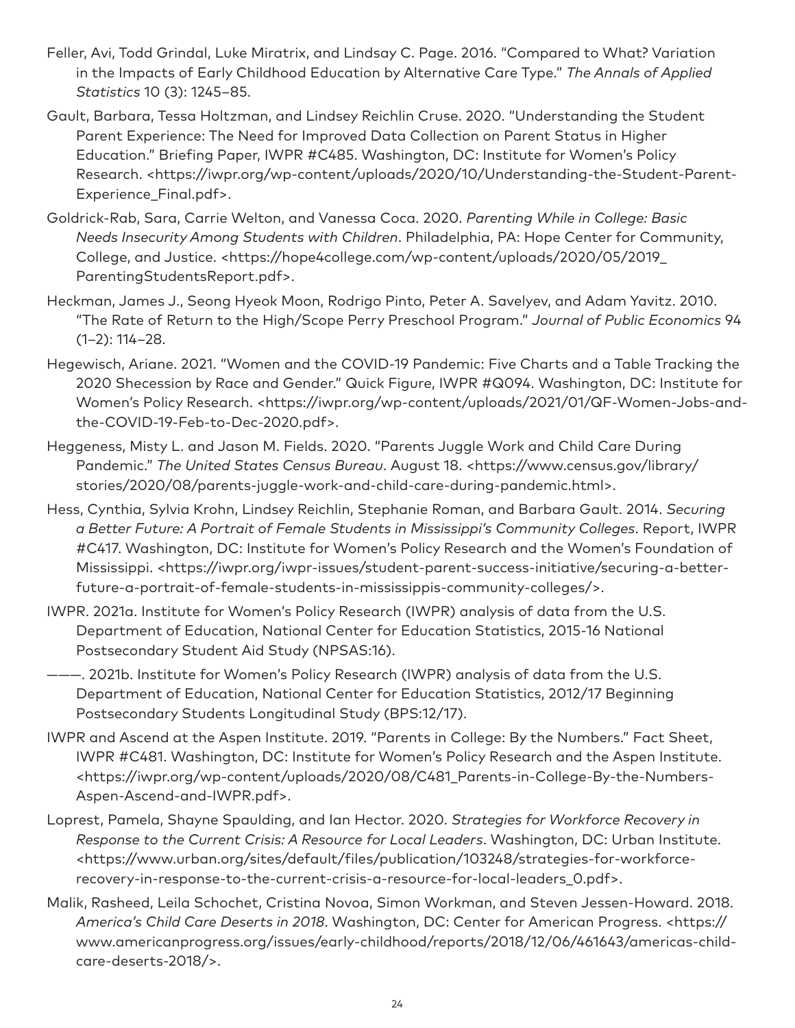Feller, Avi, Todd Grindal, Luke Miratrix, and Lindsay C. Page. 2016. "Compared to What? Variation in the Impacts of Early Childhood Education by Alternative Care Type." *The Annals of Applied Statistics* 10 (3): 1245–85.

Gault, Barbara, Tessa Holtzman, and Lindsey Reichlin Cruse. 2020. "Understanding the Student Parent Experience: The Need for Improved Data Collection on Parent Status in Higher Education." Briefing Paper, IWPR #C485. Washington, DC: Institute for Women's Policy Research. <https://iwpr.org/wp-content/uploads/2020/10/Understanding-the-Student-Parent-Experience_Final.pdf>.

Goldrick-Rab, Sara, Carrie Welton, and Vanessa Coca. 2020. *Parenting While in College: Basic Needs Insecurity Among Students with Children*. Philadelphia, PA: Hope Center for Community, College, and Justice. <https://hope4college.com/wp-content/uploads/2020/05/2019_ParentingStudentsReport.pdf>.

Heckman, James J., Seong Hyeok Moon, Rodrigo Pinto, Peter A. Savelyev, and Adam Yavitz. 2010. "The Rate of Return to the High/Scope Perry Preschool Program." *Journal of Public Economics* 94 (1–2): 114–28.

Hegewisch, Ariane. 2021. "Women and the COVID-19 Pandemic: Five Charts and a Table Tracking the 2020 Shecession by Race and Gender." Quick Figure, IWPR #Q094. Washington, DC: Institute for Women's Policy Research. <https://iwpr.org/wp-content/uploads/2021/01/QF-Women-Jobs-and-the-COVID-19-Feb-to-Dec-2020.pdf>.

Heggeness, Misty L. and Jason M. Fields. 2020. "Parents Juggle Work and Child Care During Pandemic." *The United States Census Bureau*. August 18. <https://www.census.gov/library/stories/2020/08/parents-juggle-work-and-child-care-during-pandemic.html>.

Hess, Cynthia, Sylvia Krohn, Lindsey Reichlin, Stephanie Roman, and Barbara Gault. 2014. *Securing a Better Future: A Portrait of Female Students in Mississippi's Community Colleges*. Report, IWPR #C417. Washington, DC: Institute for Women's Policy Research and the Women's Foundation of Mississippi. <https://iwpr.org/iwpr-issues/student-parent-success-initiative/securing-a-better-future-a-portrait-of-female-students-in-mississippis-community-colleges/>.

IWPR. 2021a. Institute for Women's Policy Research (IWPR) analysis of data from the U.S. Department of Education, National Center for Education Statistics, 2015-16 National Postsecondary Student Aid Study (NPSAS:16).

———. 2021b. Institute for Women's Policy Research (IWPR) analysis of data from the U.S. Department of Education, National Center for Education Statistics, 2012/17 Beginning Postsecondary Students Longitudinal Study (BPS:12/17).

IWPR and Ascend at the Aspen Institute. 2019. "Parents in College: By the Numbers." Fact Sheet, IWPR #C481. Washington, DC: Institute for Women's Policy Research and the Aspen Institute. <https://iwpr.org/wp-content/uploads/2020/08/C481_Parents-in-College-By-the-Numbers-Aspen-Ascend-and-IWPR.pdf>.

Loprest, Pamela, Shayne Spaulding, and Ian Hector. 2020. *Strategies for Workforce Recovery in Response to the Current Crisis: A Resource for Local Leaders*. Washington, DC: Urban Institute. <https://www.urban.org/sites/default/files/publication/103248/strategies-for-workforce-recovery-in-response-to-the-current-crisis-a-resource-for-local-leaders_0.pdf>.

Malik, Rasheed, Leila Schochet, Cristina Novoa, Simon Workman, and Steven Jessen-Howard. 2018. *America's Child Care Deserts in 2018*. Washington, DC: Center for American Progress. <https://www.americanprogress.org/issues/early-childhood/reports/2018/12/06/461643/americas-child-care-deserts-2018/>.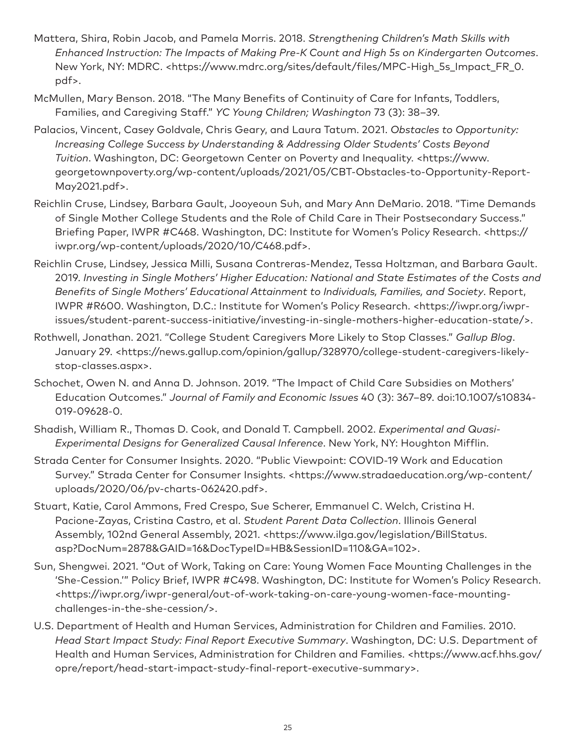Mattera, Shira, Robin Jacob, and Pamela Morris. 2018. *Strengthening Children's Math Skills with Enhanced Instruction: The Impacts of Making Pre-K Count and High 5s on Kindergarten Outcomes*. New York, NY: MDRC. <https://www.mdrc.org/sites/default/files/MPC-High_5s_Impact_FR_0.pdf>.

McMullen, Mary Benson. 2018. "The Many Benefits of Continuity of Care for Infants, Toddlers, Families, and Caregiving Staff." *YC Young Children; Washington* 73 (3): 38–39.

Palacios, Vincent, Casey Goldvale, Chris Geary, and Laura Tatum. 2021. *Obstacles to Opportunity: Increasing College Success by Understanding & Addressing Older Students' Costs Beyond Tuition*. Washington, DC: Georgetown Center on Poverty and Inequality. <https://www.georgetownpoverty.org/wp-content/uploads/2021/05/CBT-Obstacles-to-Opportunity-Report-May2021.pdf>.

Reichlin Cruse, Lindsey, Barbara Gault, Jooyeoun Suh, and Mary Ann DeMario. 2018. "Time Demands of Single Mother College Students and the Role of Child Care in Their Postsecondary Success." Briefing Paper, IWPR #C468. Washington, DC: Institute for Women's Policy Research. <https://iwpr.org/wp-content/uploads/2020/10/C468.pdf>.

Reichlin Cruse, Lindsey, Jessica Milli, Susana Contreras-Mendez, Tessa Holtzman, and Barbara Gault. 2019. *Investing in Single Mothers' Higher Education: National and State Estimates of the Costs and Benefits of Single Mothers' Educational Attainment to Individuals, Families, and Society*. Report, IWPR #R600. Washington, D.C.: Institute for Women's Policy Research. <https://iwpr.org/iwpr-issues/student-parent-success-initiative/investing-in-single-mothers-higher-education-state/>.

Rothwell, Jonathan. 2021. "College Student Caregivers More Likely to Stop Classes." *Gallup Blog*. January 29. <https://news.gallup.com/opinion/gallup/328970/college-student-caregivers-likely-stop-classes.aspx>.

Schochet, Owen N. and Anna D. Johnson. 2019. "The Impact of Child Care Subsidies on Mothers' Education Outcomes." *Journal of Family and Economic Issues* 40 (3): 367–89. doi:10.1007/s10834-019-09628-0.

Shadish, William R., Thomas D. Cook, and Donald T. Campbell. 2002. *Experimental and Quasi-Experimental Designs for Generalized Causal Inference*. New York, NY: Houghton Mifflin.

Strada Center for Consumer Insights. 2020. "Public Viewpoint: COVID-19 Work and Education Survey." Strada Center for Consumer Insights. <https://www.stradaeducation.org/wp-content/uploads/2020/06/pv-charts-062420.pdf>.

Stuart, Katie, Carol Ammons, Fred Crespo, Sue Scherer, Emmanuel C. Welch, Cristina H. Pacione-Zayas, Cristina Castro, et al. *Student Parent Data Collection*. Illinois General Assembly, 102nd General Assembly, 2021. <https://www.ilga.gov/legislation/BillStatus.asp?DocNum=2878&GAID=16&DocTypeID=HB&SessionID=110&GA=102>.

Sun, Shengwei. 2021. "Out of Work, Taking on Care: Young Women Face Mounting Challenges in the 'She-Cession.'" Policy Brief, IWPR #C498. Washington, DC: Institute for Women's Policy Research. <https://iwpr.org/iwpr-general/out-of-work-taking-on-care-young-women-face-mounting-challenges-in-the-she-cession/>.

U.S. Department of Health and Human Services, Administration for Children and Families. 2010. *Head Start Impact Study: Final Report Executive Summary*. Washington, DC: U.S. Department of Health and Human Services, Administration for Children and Families. <https://www.acf.hhs.gov/opre/report/head-start-impact-study-final-report-executive-summary>.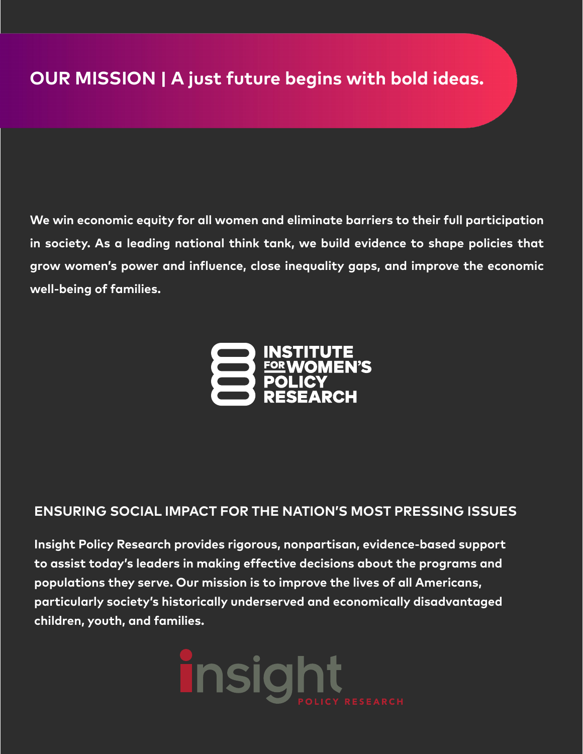## OUR MISSION | A just future begins with bold ideas.

**We win economic equity for all women and eliminate barriers to their full participation in society. As a leading national think tank, we build evidence to shape policies that grow women's power and influence, close inequality gaps, and improve the economic well-being of families.**

INSTITUTE FOR WOMEN'S POLICY RESEARCH

### ENSURING SOCIAL IMPACT FOR THE NATION'S MOST PRESSING ISSUES

**Insight Policy Research provides rigorous, nonpartisan, evidence-based support to assist today's leaders in making effective decisions about the programs and populations they serve. Our mission is to improve the lives of all Americans, particularly society's historically underserved and economically disadvantaged children, youth, and families.**

insight POLICY RESEARCH